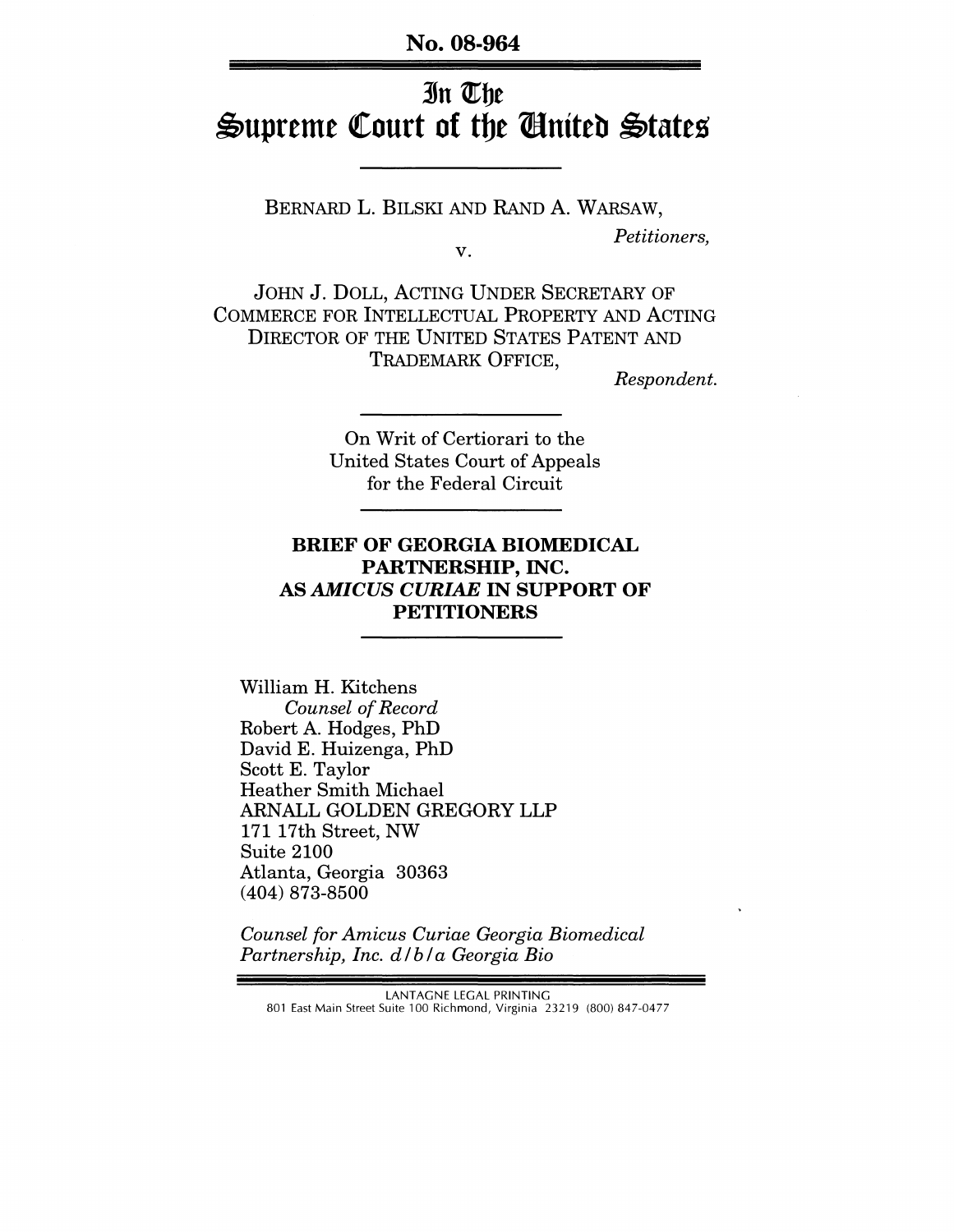No. 08-964

# In The Supreme Court of the United States

BERNARD L. BILSKI AND RAND A. WARSAW,

*Petitioners,*

v.

JOHN J. DOLL, ACTING UNDER SECRETARY OF COMMERCE FOR INTELLECTUAL PROPERTY AND ACTING DIRECTOR OF THE UNITED STATES PATENT AND TRADEMARK OFFICE,

*Respondent.*

On Writ of Certiorari to the United States Court of Appeals for the Federal Circuit

## BRIEF OF GEORGIA BIOMEDICAL PARTNERSHIP, INC. AS *AMICUS CURIAE* IN SUPPORT OF PETITIONERS

William H. Kitchens
*Counsel of Record*
Robert A. Hodges, PhD
David E. Huizenga, PhD
Scott E. Taylor
Heather Smith Michael
ARNALL GOLDEN GREGORY LLP
171 17th Street, NW
Suite 2100
Atlanta, Georgia 30363
(404) 873-8500

*Counsel for Amicus Curiae Georgia Biomedical Partnership, Inc. d/b/a Georgia Bio*

LANTAGNE LEGAL PRINTING
801 East Main Street Suite 100 Richmond, Virginia 23219 (800) 847-0477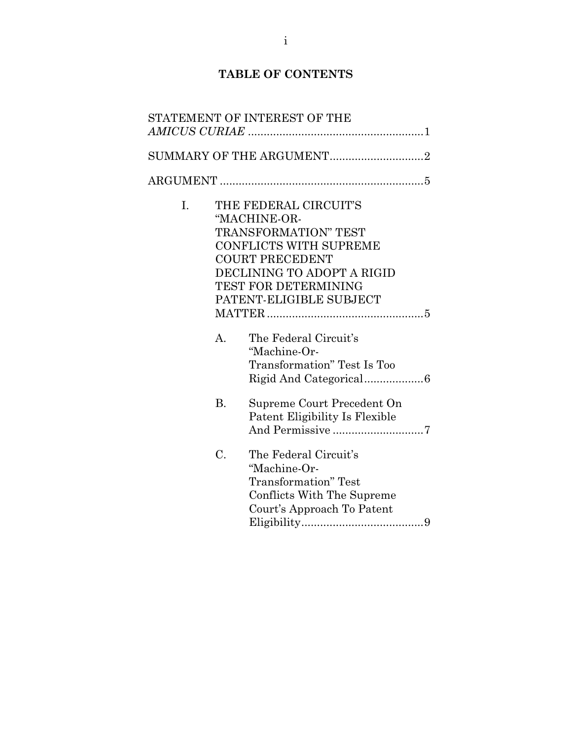## TABLE OF CONTENTS

STATEMENT OF INTEREST OF THE *AMICUS CURIAE* ........................................................1

SUMMARY OF THE ARGUMENT..............................2

ARGUMENT .................................................................5

I. THE FEDERAL CIRCUIT'S "MACHINE-OR-TRANSFORMATION" TEST CONFLICTS WITH SUPREME COURT PRECEDENT DECLINING TO ADOPT A RIGID TEST FOR DETERMINING PATENT-ELIGIBLE SUBJECT MATTER ..................................................5

   A. The Federal Circuit's "Machine-Or-Transformation" Test Is Too Rigid And Categorical..................6

   B. Supreme Court Precedent On Patent Eligibility Is Flexible And Permissive .............................7

   C. The Federal Circuit's "Machine-Or-Transformation" Test Conflicts With The Supreme Court's Approach To Patent Eligibility.......................................9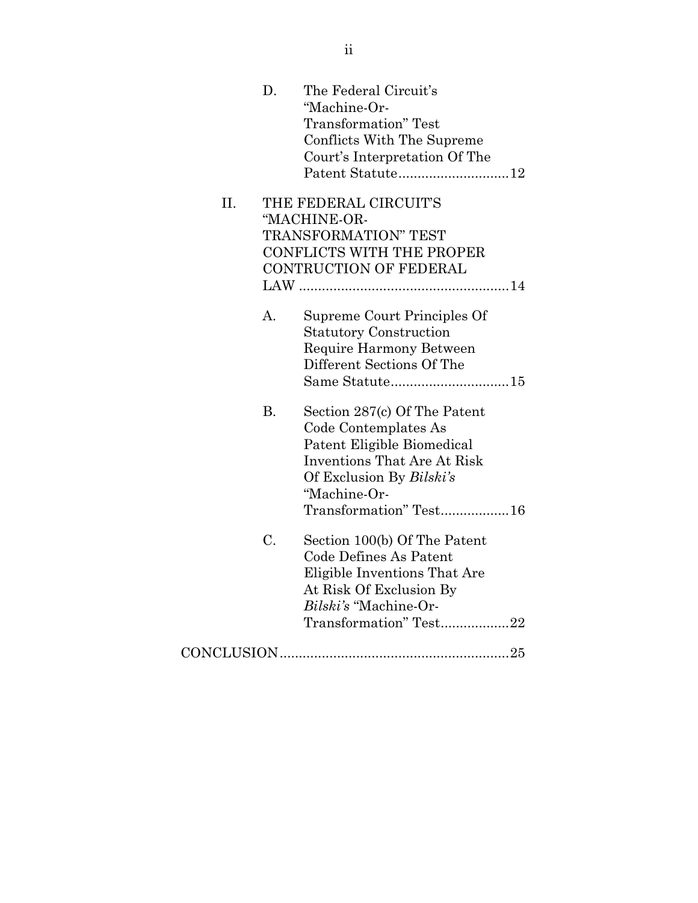- D. The Federal Circuit's "Machine-Or-Transformation" Test Conflicts With The Supreme Court's Interpretation Of The Patent Statute.............................12

II. THE FEDERAL CIRCUIT'S "MACHINE-OR-TRANSFORMATION" TEST CONFLICTS WITH THE PROPER CONTRUCTION OF FEDERAL LAW .......................................................14

- A. Supreme Court Principles Of Statutory Construction Require Harmony Between Different Sections Of The Same Statute...............................15
- B. Section 287(c) Of The Patent Code Contemplates As Patent Eligible Biomedical Inventions That Are At Risk Of Exclusion By *Bilski's* "Machine-Or-Transformation" Test..................16
- C. Section 100(b) Of The Patent Code Defines As Patent Eligible Inventions That Are At Risk Of Exclusion By *Bilski's* "Machine-Or-Transformation" Test..................22

CONCLUSION...........................................................25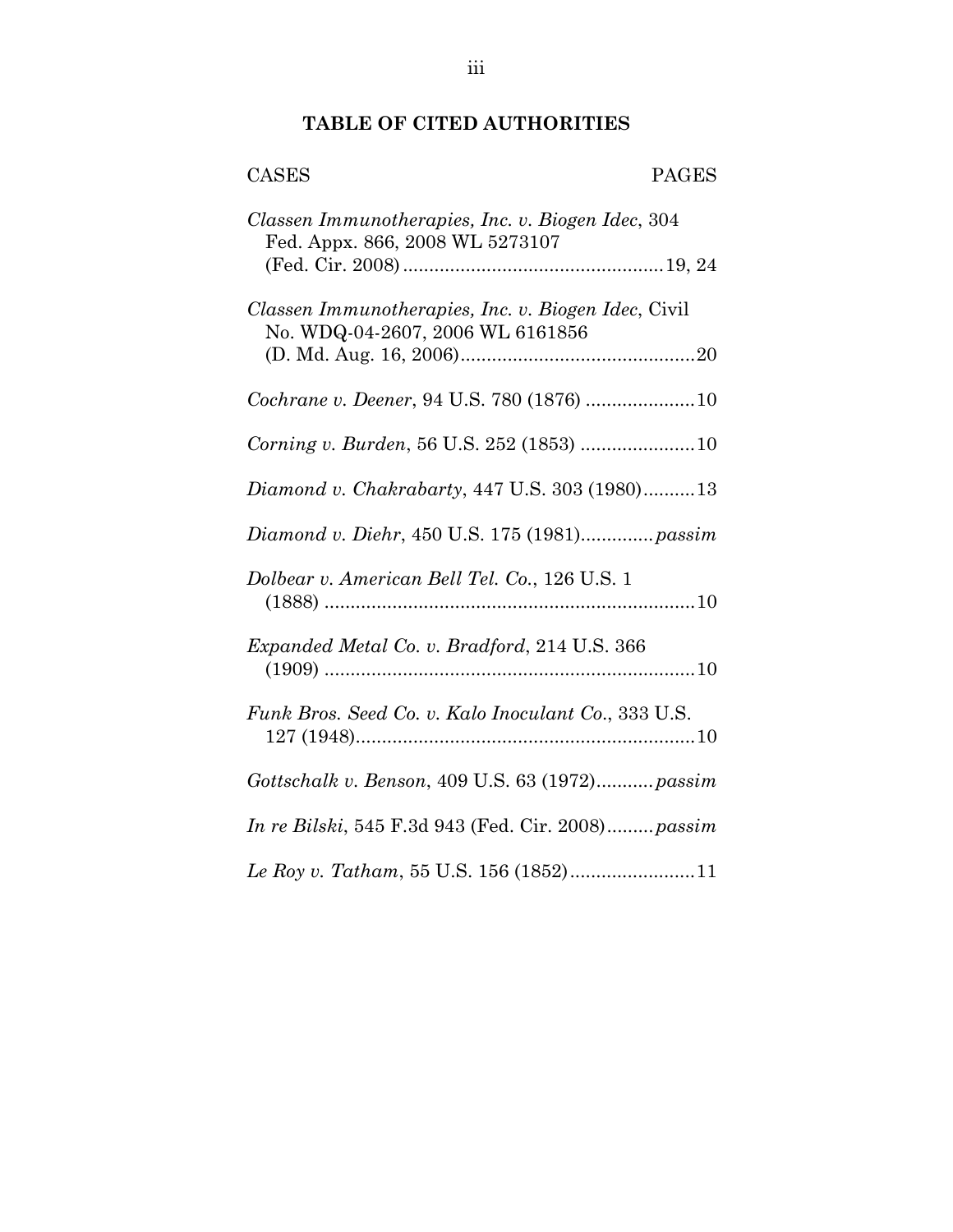## TABLE OF CITED AUTHORITIES

| CASES | PAGES |
|---|---|
| *Classen Immunotherapies, Inc. v. Biogen Idec*, 304 Fed. Appx. 866, 2008 WL 5273107 (Fed. Cir. 2008) | 19, 24 |
| *Classen Immunotherapies, Inc. v. Biogen Idec*, Civil No. WDQ-04-2607, 2006 WL 6161856 (D. Md. Aug. 16, 2006) | 20 |
| *Cochrane v. Deener*, 94 U.S. 780 (1876) | 10 |
| *Corning v. Burden*, 56 U.S. 252 (1853) | 10 |
| *Diamond v. Chakrabarty*, 447 U.S. 303 (1980) | 13 |
| *Diamond v. Diehr*, 450 U.S. 175 (1981) | *passim* |
| *Dolbear v. American Bell Tel. Co.*, 126 U.S. 1 (1888) | 10 |
| *Expanded Metal Co. v. Bradford*, 214 U.S. 366 (1909) | 10 |
| *Funk Bros. Seed Co. v. Kalo Inoculant Co.*, 333 U.S. 127 (1948) | 10 |
| *Gottschalk v. Benson*, 409 U.S. 63 (1972) | *passim* |
| *In re Bilski*, 545 F.3d 943 (Fed. Cir. 2008) | *passim* |
| *Le Roy v. Tatham*, 55 U.S. 156 (1852) | 11 |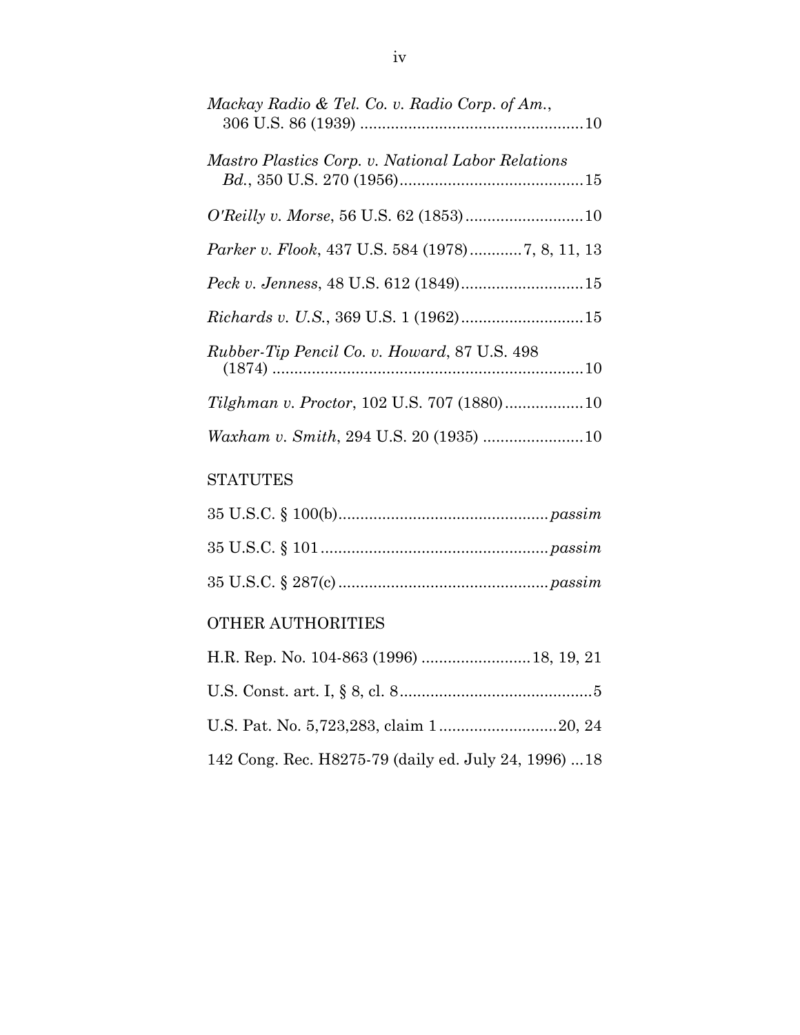*Mackay Radio & Tel. Co. v. Radio Corp. of Am.*, 306 U.S. 86 (1939) .................................................. 10

*Mastro Plastics Corp. v. National Labor Relations Bd.*, 350 U.S. 270 (1956).......................................... 15

*O'Reilly v. Morse*, 56 U.S. 62 (1853).......................... 10

*Parker v. Flook*, 437 U.S. 584 (1978)............ 7, 8, 11, 13

*Peck v. Jenness*, 48 U.S. 612 (1849)........................... 15

*Richards v. U.S.*, 369 U.S. 1 (1962)........................... 15

*Rubber-Tip Pencil Co. v. Howard*, 87 U.S. 498 (1874) ..................................................................... 10

*Tilghman v. Proctor*, 102 U.S. 707 (1880).................. 10

*Waxham v. Smith*, 294 U.S. 20 (1935) ....................... 10

STATUTES

35 U.S.C. § 100(b)............................................... *passim*

35 U.S.C. § 101................................................... *passim*

35 U.S.C. § 287(c) ............................................... *passim*

OTHER AUTHORITIES

H.R. Rep. No. 104-863 (1996) ......................... 18, 19, 21

U.S. Const. art. I, § 8, cl. 8............................................ 5

U.S. Pat. No. 5,723,283, claim 1........................... 20, 24

142 Cong. Rec. H8275-79 (daily ed. July 24, 1996) ... 18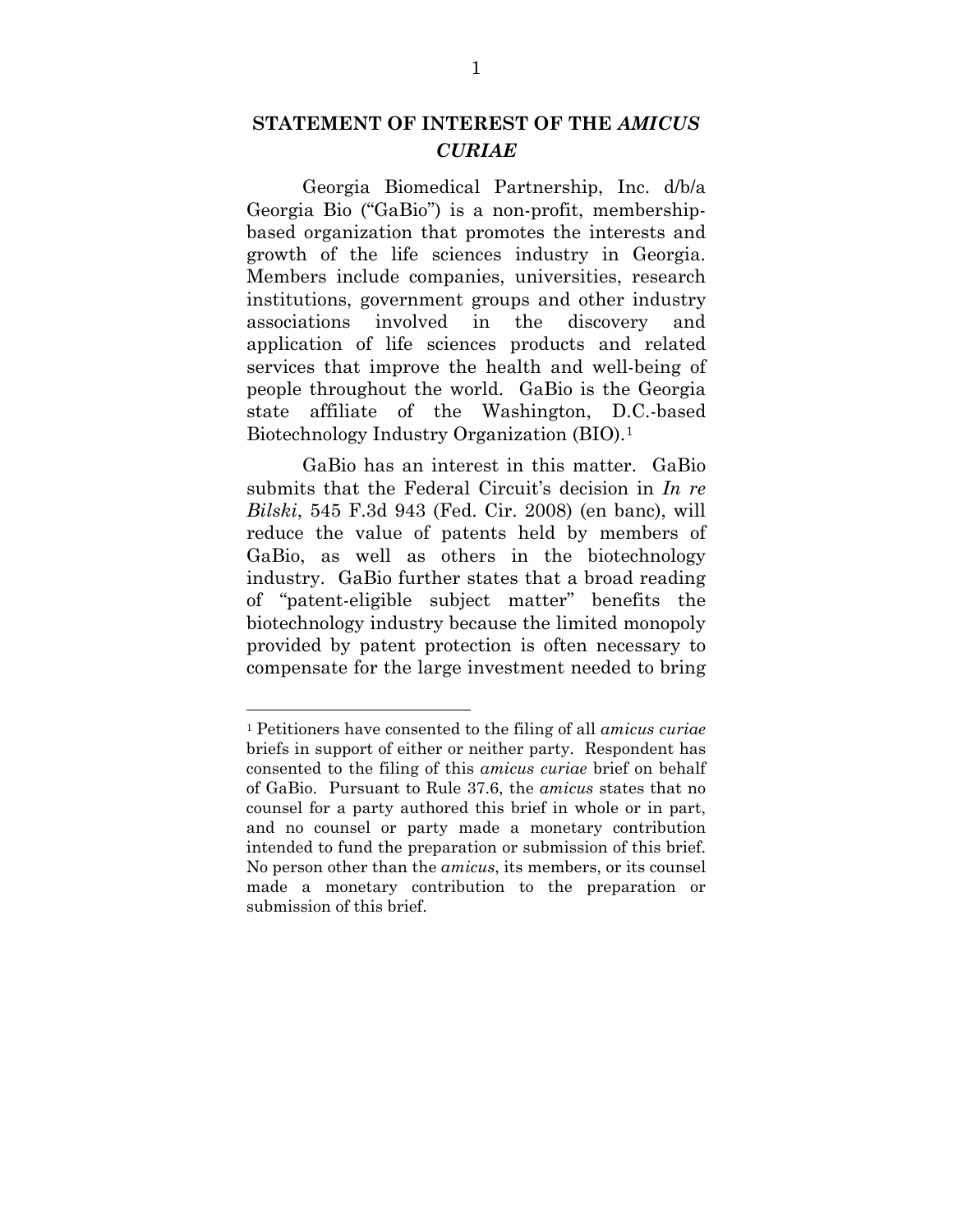## STATEMENT OF INTEREST OF THE *AMICUS CURIAE*

Georgia Biomedical Partnership, Inc. d/b/a Georgia Bio ("GaBio") is a non-profit, membership-based organization that promotes the interests and growth of the life sciences industry in Georgia. Members include companies, universities, research institutions, government groups and other industry associations involved in the discovery and application of life sciences products and related services that improve the health and well-being of people throughout the world. GaBio is the Georgia state affiliate of the Washington, D.C.-based Biotechnology Industry Organization (BIO).[1]

GaBio has an interest in this matter. GaBio submits that the Federal Circuit's decision in *In re Bilski*, 545 F.3d 943 (Fed. Cir. 2008) (en banc), will reduce the value of patents held by members of GaBio, as well as others in the biotechnology industry. GaBio further states that a broad reading of "patent-eligible subject matter" benefits the biotechnology industry because the limited monopoly provided by patent protection is often necessary to compensate for the large investment needed to bring

---

[1] Petitioners have consented to the filing of all *amicus curiae* briefs in support of either or neither party. Respondent has consented to the filing of this *amicus curiae* brief on behalf of GaBio. Pursuant to Rule 37.6, the *amicus* states that no counsel for a party authored this brief in whole or in part, and no counsel or party made a monetary contribution intended to fund the preparation or submission of this brief. No person other than the *amicus*, its members, or its counsel made a monetary contribution to the preparation or submission of this brief.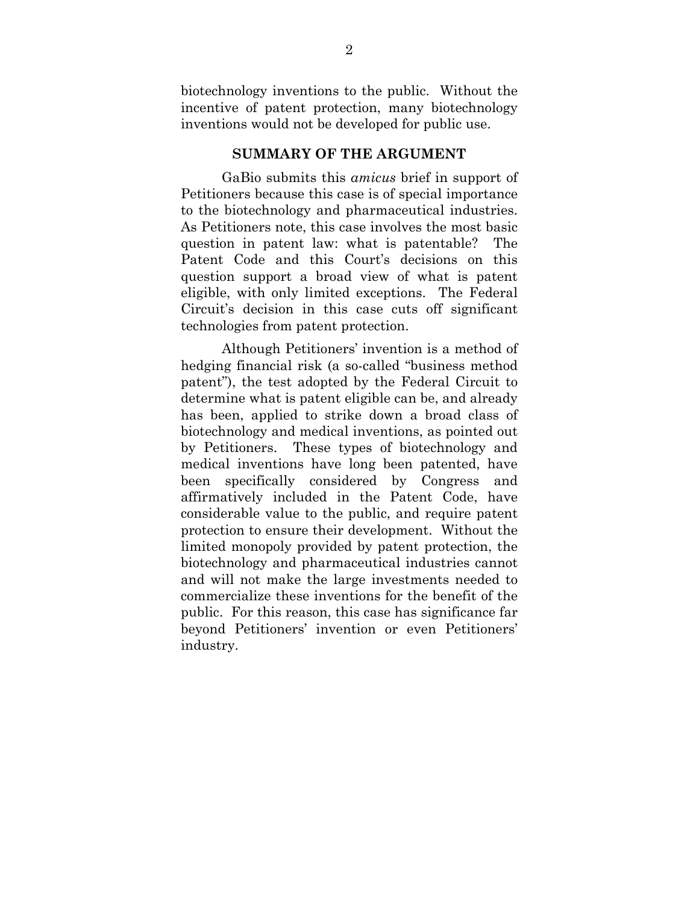biotechnology inventions to the public. Without the incentive of patent protection, many biotechnology inventions would not be developed for public use.

## SUMMARY OF THE ARGUMENT

GaBio submits this *amicus* brief in support of Petitioners because this case is of special importance to the biotechnology and pharmaceutical industries. As Petitioners note, this case involves the most basic question in patent law: what is patentable? The Patent Code and this Court's decisions on this question support a broad view of what is patent eligible, with only limited exceptions. The Federal Circuit's decision in this case cuts off significant technologies from patent protection.

Although Petitioners' invention is a method of hedging financial risk (a so-called "business method patent"), the test adopted by the Federal Circuit to determine what is patent eligible can be, and already has been, applied to strike down a broad class of biotechnology and medical inventions, as pointed out by Petitioners. These types of biotechnology and medical inventions have long been patented, have been specifically considered by Congress and affirmatively included in the Patent Code, have considerable value to the public, and require patent protection to ensure their development. Without the limited monopoly provided by patent protection, the biotechnology and pharmaceutical industries cannot and will not make the large investments needed to commercialize these inventions for the benefit of the public. For this reason, this case has significance far beyond Petitioners' invention or even Petitioners' industry.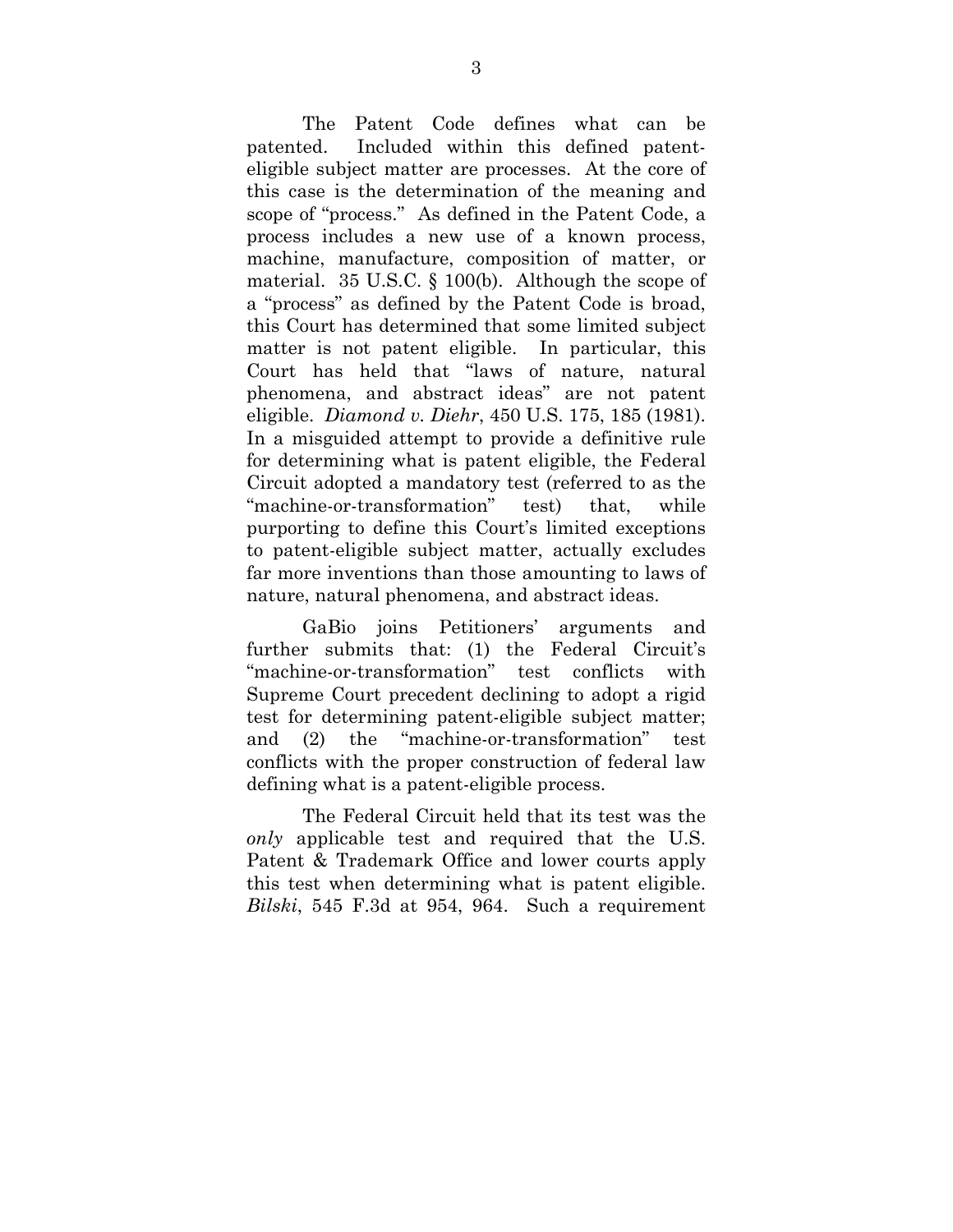The Patent Code defines what can be patented. Included within this defined patent-eligible subject matter are processes. At the core of this case is the determination of the meaning and scope of "process." As defined in the Patent Code, a process includes a new use of a known process, machine, manufacture, composition of matter, or material. 35 U.S.C. § 100(b). Although the scope of a "process" as defined by the Patent Code is broad, this Court has determined that some limited subject matter is not patent eligible. In particular, this Court has held that "laws of nature, natural phenomena, and abstract ideas" are not patent eligible. *Diamond v. Diehr*, 450 U.S. 175, 185 (1981). In a misguided attempt to provide a definitive rule for determining what is patent eligible, the Federal Circuit adopted a mandatory test (referred to as the "machine-or-transformation" test) that, while purporting to define this Court's limited exceptions to patent-eligible subject matter, actually excludes far more inventions than those amounting to laws of nature, natural phenomena, and abstract ideas.

GaBio joins Petitioners' arguments and further submits that: (1) the Federal Circuit's "machine-or-transformation" test conflicts with Supreme Court precedent declining to adopt a rigid test for determining patent-eligible subject matter; and (2) the "machine-or-transformation" test conflicts with the proper construction of federal law defining what is a patent-eligible process.

The Federal Circuit held that its test was the *only* applicable test and required that the U.S. Patent & Trademark Office and lower courts apply this test when determining what is patent eligible. *Bilski*, 545 F.3d at 954, 964. Such a requirement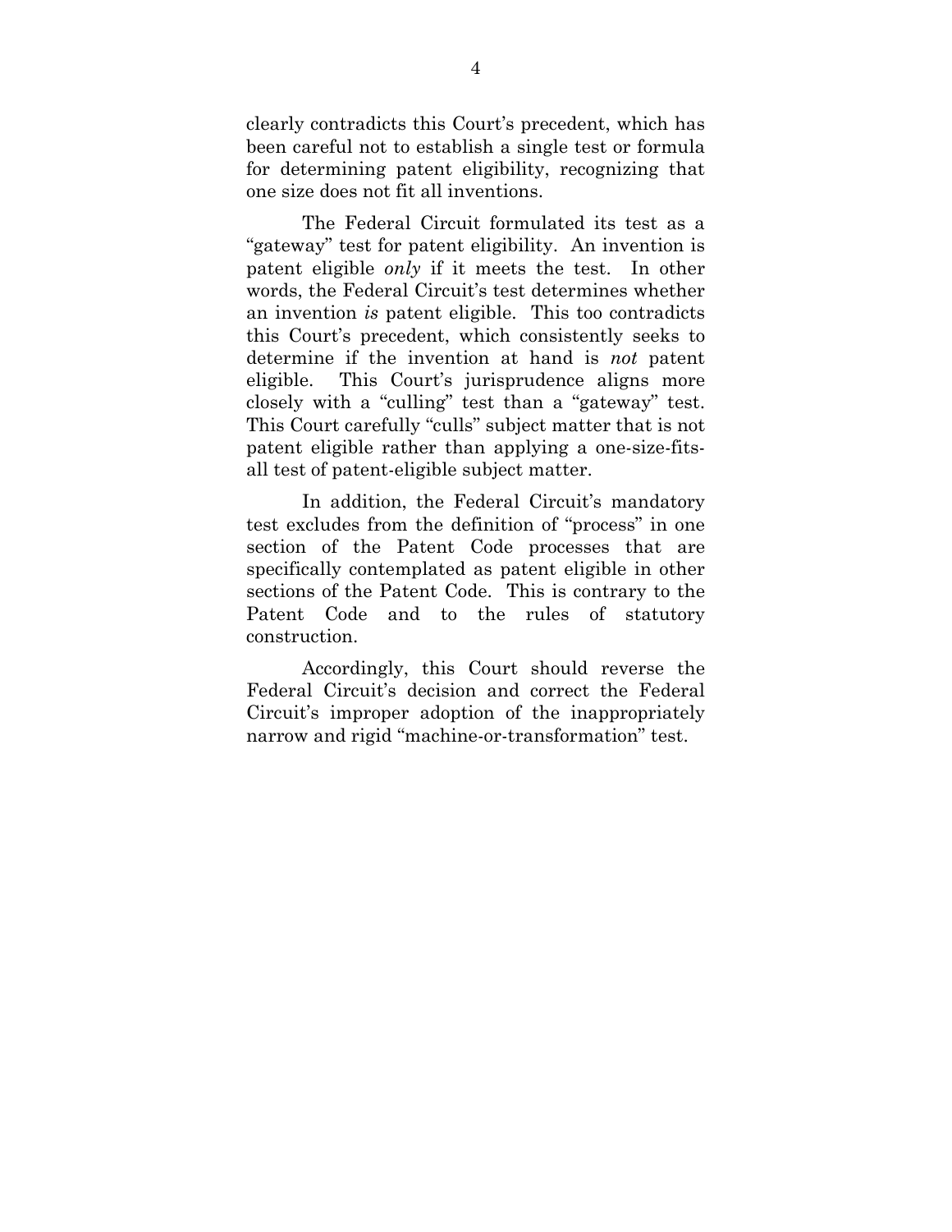clearly contradicts this Court's precedent, which has been careful not to establish a single test or formula for determining patent eligibility, recognizing that one size does not fit all inventions.

The Federal Circuit formulated its test as a "gateway" test for patent eligibility. An invention is patent eligible *only* if it meets the test. In other words, the Federal Circuit's test determines whether an invention *is* patent eligible. This too contradicts this Court's precedent, which consistently seeks to determine if the invention at hand is *not* patent eligible. This Court's jurisprudence aligns more closely with a "culling" test than a "gateway" test. This Court carefully "culls" subject matter that is not patent eligible rather than applying a one-size-fits-all test of patent-eligible subject matter.

In addition, the Federal Circuit's mandatory test excludes from the definition of "process" in one section of the Patent Code processes that are specifically contemplated as patent eligible in other sections of the Patent Code. This is contrary to the Patent Code and to the rules of statutory construction.

Accordingly, this Court should reverse the Federal Circuit's decision and correct the Federal Circuit's improper adoption of the inappropriately narrow and rigid "machine-or-transformation" test.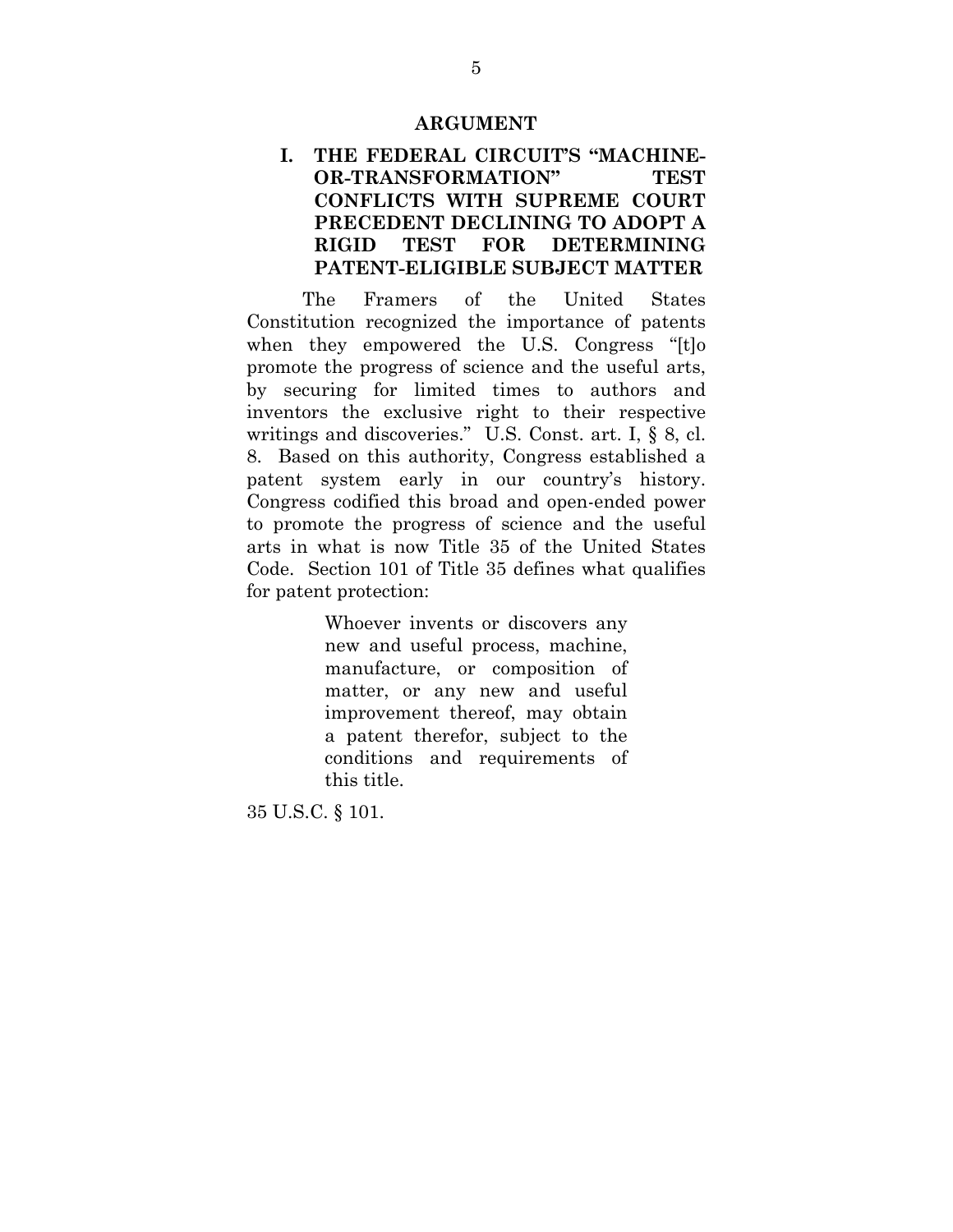## ARGUMENT

### I. THE FEDERAL CIRCUIT'S "MACHINE-OR-TRANSFORMATION" TEST CONFLICTS WITH SUPREME COURT PRECEDENT DECLINING TO ADOPT A RIGID TEST FOR DETERMINING PATENT-ELIGIBLE SUBJECT MATTER

The Framers of the United States Constitution recognized the importance of patents when they empowered the U.S. Congress "[t]o promote the progress of science and the useful arts, by securing for limited times to authors and inventors the exclusive right to their respective writings and discoveries." U.S. Const. art. I, § 8, cl. 8. Based on this authority, Congress established a patent system early in our country's history. Congress codified this broad and open-ended power to promote the progress of science and the useful arts in what is now Title 35 of the United States Code. Section 101 of Title 35 defines what qualifies for patent protection:

> Whoever invents or discovers any new and useful process, machine, manufacture, or composition of matter, or any new and useful improvement thereof, may obtain a patent therefor, subject to the conditions and requirements of this title.

35 U.S.C. § 101.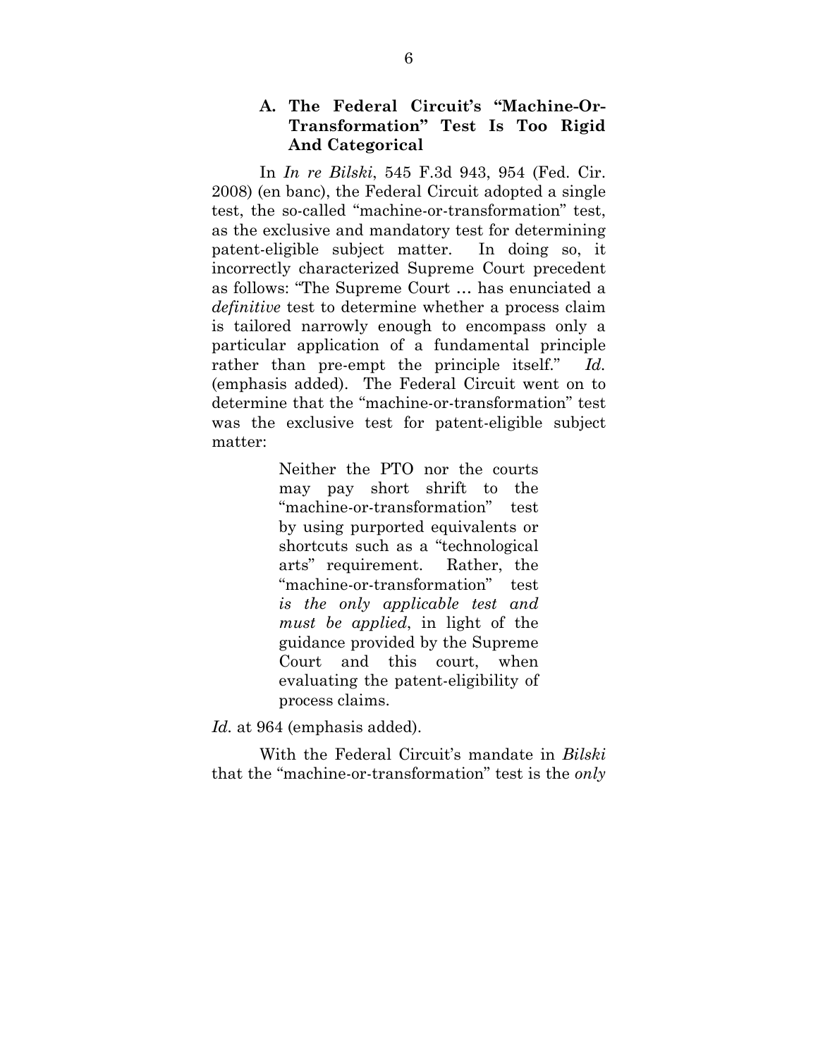### A. The Federal Circuit's "Machine-Or-Transformation" Test Is Too Rigid And Categorical

In *In re Bilski*, 545 F.3d 943, 954 (Fed. Cir. 2008) (en banc), the Federal Circuit adopted a single test, the so-called "machine-or-transformation" test, as the exclusive and mandatory test for determining patent-eligible subject matter. In doing so, it incorrectly characterized Supreme Court precedent as follows: "The Supreme Court … has enunciated a *definitive* test to determine whether a process claim is tailored narrowly enough to encompass only a particular application of a fundamental principle rather than pre-empt the principle itself." *Id.* (emphasis added). The Federal Circuit went on to determine that the "machine-or-transformation" test was the exclusive test for patent-eligible subject matter:

> Neither the PTO nor the courts may pay short shrift to the "machine-or-transformation" test by using purported equivalents or shortcuts such as a "technological arts" requirement. Rather, the "machine-or-transformation" test *is the only applicable test and must be applied*, in light of the guidance provided by the Supreme Court and this court, when evaluating the patent-eligibility of process claims.

*Id.* at 964 (emphasis added).

With the Federal Circuit's mandate in *Bilski* that the "machine-or-transformation" test is the *only*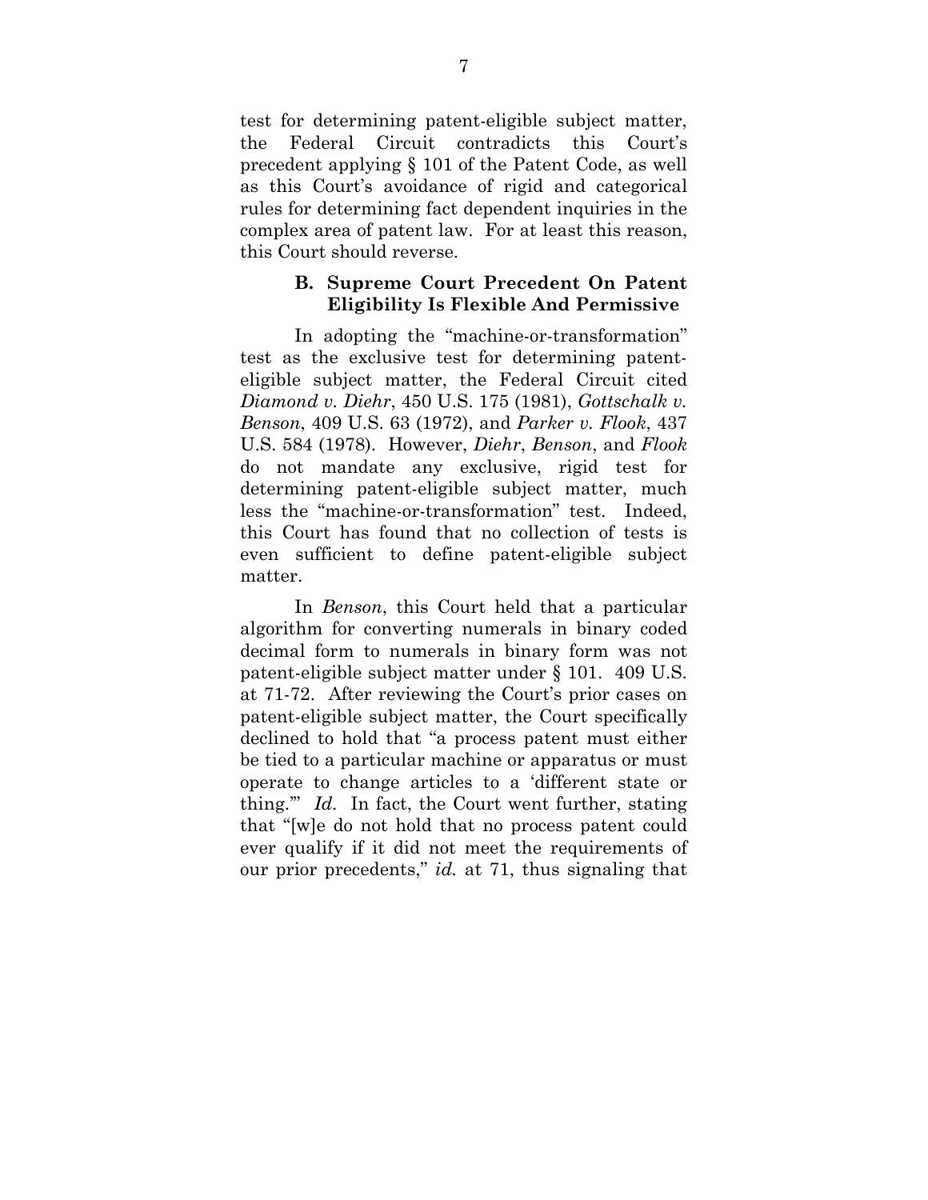test for determining patent-eligible subject matter, the Federal Circuit contradicts this Court's precedent applying § 101 of the Patent Code, as well as this Court's avoidance of rigid and categorical rules for determining fact dependent inquiries in the complex area of patent law. For at least this reason, this Court should reverse.

### B. Supreme Court Precedent On Patent Eligibility Is Flexible And Permissive

In adopting the "machine-or-transformation" test as the exclusive test for determining patent-eligible subject matter, the Federal Circuit cited *Diamond v. Diehr*, 450 U.S. 175 (1981), *Gottschalk v. Benson*, 409 U.S. 63 (1972), and *Parker v. Flook*, 437 U.S. 584 (1978). However, *Diehr*, *Benson*, and *Flook* do not mandate any exclusive, rigid test for determining patent-eligible subject matter, much less the "machine-or-transformation" test. Indeed, this Court has found that no collection of tests is even sufficient to define patent-eligible subject matter.

In *Benson*, this Court held that a particular algorithm for converting numerals in binary coded decimal form to numerals in binary form was not patent-eligible subject matter under § 101. 409 U.S. at 71-72. After reviewing the Court's prior cases on patent-eligible subject matter, the Court specifically declined to hold that "a process patent must either be tied to a particular machine or apparatus or must operate to change articles to a 'different state or thing.'" *Id.* In fact, the Court went further, stating that "[w]e do not hold that no process patent could ever qualify if it did not meet the requirements of our prior precedents," *id.* at 71, thus signaling that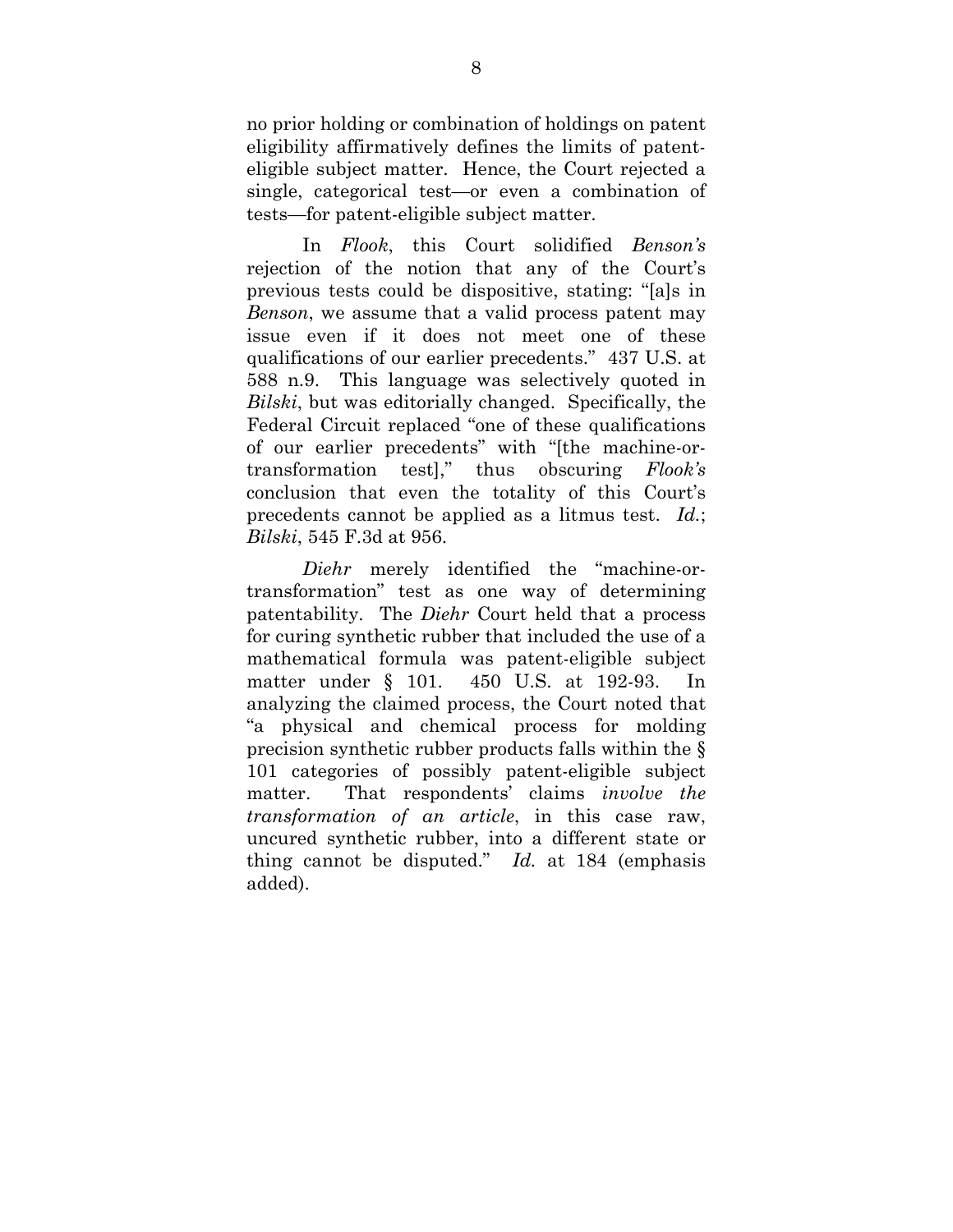no prior holding or combination of holdings on patent eligibility affirmatively defines the limits of patent-eligible subject matter. Hence, the Court rejected a single, categorical test—or even a combination of tests—for patent-eligible subject matter.

In *Flook*, this Court solidified *Benson's* rejection of the notion that any of the Court's previous tests could be dispositive, stating: "[a]s in *Benson*, we assume that a valid process patent may issue even if it does not meet one of these qualifications of our earlier precedents." 437 U.S. at 588 n.9. This language was selectively quoted in *Bilski*, but was editorially changed. Specifically, the Federal Circuit replaced "one of these qualifications of our earlier precedents" with "[the machine-or-transformation test]," thus obscuring *Flook's* conclusion that even the totality of this Court's precedents cannot be applied as a litmus test. *Id.*; *Bilski*, 545 F.3d at 956.

*Diehr* merely identified the "machine-or-transformation" test as one way of determining patentability. The *Diehr* Court held that a process for curing synthetic rubber that included the use of a mathematical formula was patent-eligible subject matter under § 101. 450 U.S. at 192-93. In analyzing the claimed process, the Court noted that "a physical and chemical process for molding precision synthetic rubber products falls within the § 101 categories of possibly patent-eligible subject matter. That respondents' claims *involve the transformation of an article*, in this case raw, uncured synthetic rubber, into a different state or thing cannot be disputed." *Id.* at 184 (emphasis added).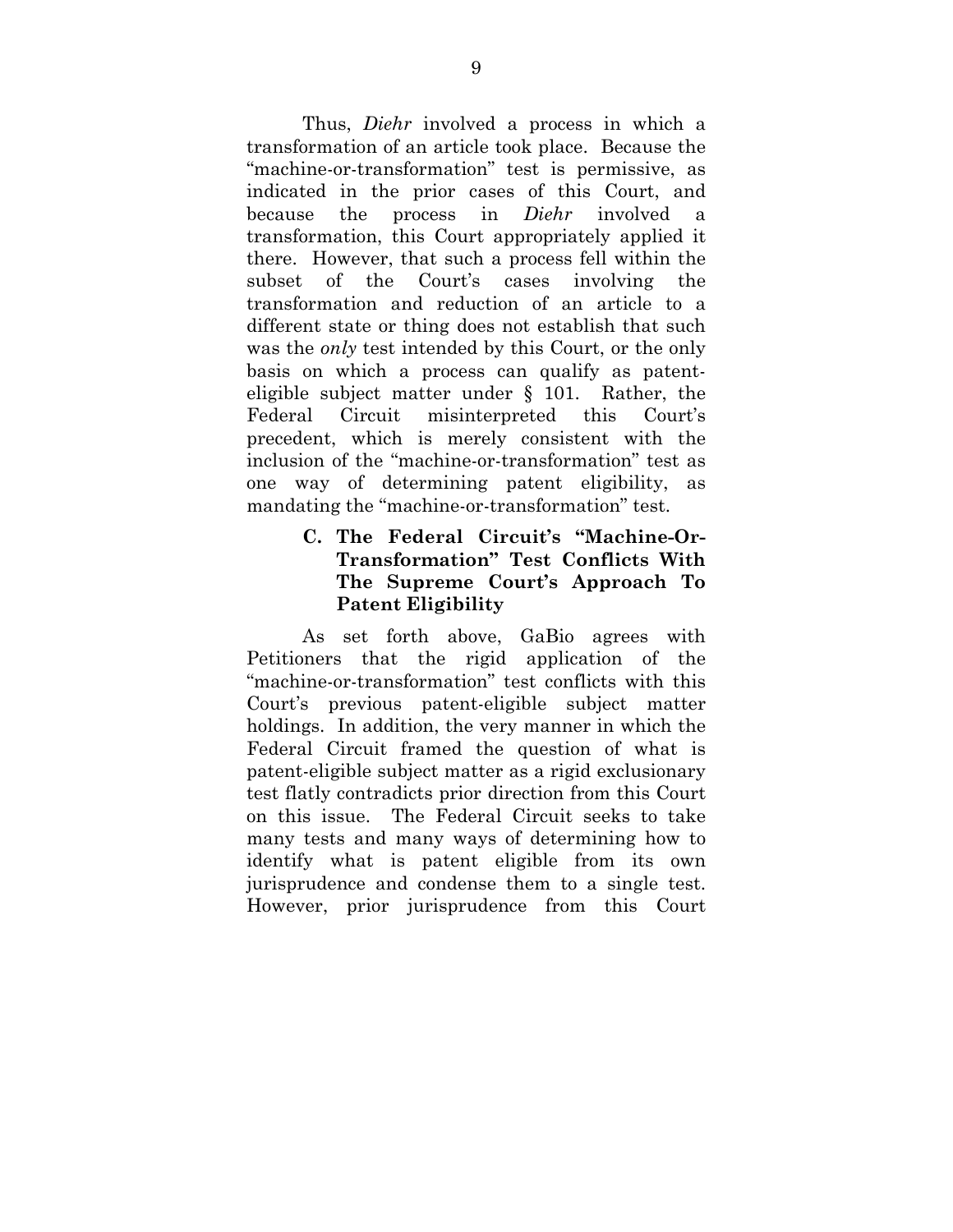Thus, *Diehr* involved a process in which a transformation of an article took place. Because the "machine-or-transformation" test is permissive, as indicated in the prior cases of this Court, and because the process in *Diehr* involved a transformation, this Court appropriately applied it there. However, that such a process fell within the subset of the Court's cases involving the transformation and reduction of an article to a different state or thing does not establish that such was the *only* test intended by this Court, or the only basis on which a process can qualify as patent-eligible subject matter under § 101. Rather, the Federal Circuit misinterpreted this Court's precedent, which is merely consistent with the inclusion of the "machine-or-transformation" test as one way of determining patent eligibility, as mandating the "machine-or-transformation" test.

### C. The Federal Circuit's "Machine-Or-Transformation" Test Conflicts With The Supreme Court's Approach To Patent Eligibility

As set forth above, GaBio agrees with Petitioners that the rigid application of the "machine-or-transformation" test conflicts with this Court's previous patent-eligible subject matter holdings. In addition, the very manner in which the Federal Circuit framed the question of what is patent-eligible subject matter as a rigid exclusionary test flatly contradicts prior direction from this Court on this issue. The Federal Circuit seeks to take many tests and many ways of determining how to identify what is patent eligible from its own jurisprudence and condense them to a single test. However, prior jurisprudence from this Court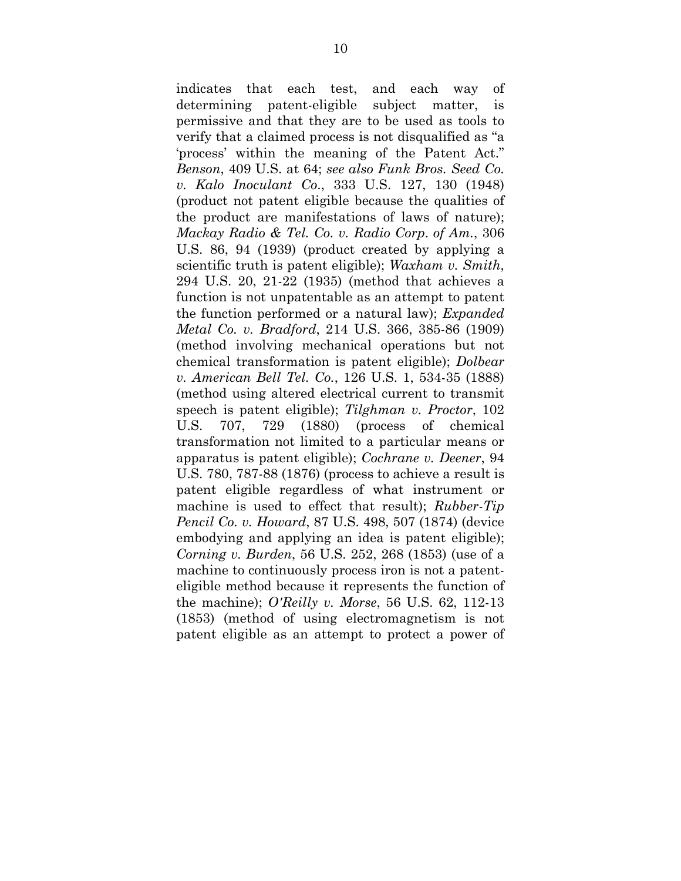indicates that each test, and each way of determining patent-eligible subject matter, is permissive and that they are to be used as tools to verify that a claimed process is not disqualified as "a 'process' within the meaning of the Patent Act." *Benson*, 409 U.S. at 64; *see also Funk Bros. Seed Co. v. Kalo Inoculant Co*., 333 U.S. 127, 130 (1948) (product not patent eligible because the qualities of the product are manifestations of laws of nature); *Mackay Radio & Tel. Co. v. Radio Corp. of Am.*, 306 U.S. 86, 94 (1939) (product created by applying a scientific truth is patent eligible); *Waxham v. Smith*, 294 U.S. 20, 21-22 (1935) (method that achieves a function is not unpatentable as an attempt to patent the function performed or a natural law); *Expanded Metal Co. v. Bradford*, 214 U.S. 366, 385-86 (1909) (method involving mechanical operations but not chemical transformation is patent eligible); *Dolbear v. American Bell Tel. Co.*, 126 U.S. 1, 534-35 (1888) (method using altered electrical current to transmit speech is patent eligible); *Tilghman v. Proctor*, 102 U.S. 707, 729 (1880) (process of chemical transformation not limited to a particular means or apparatus is patent eligible); *Cochrane v. Deener*, 94 U.S. 780, 787-88 (1876) (process to achieve a result is patent eligible regardless of what instrument or machine is used to effect that result); *Rubber-Tip Pencil Co. v. Howard*, 87 U.S. 498, 507 (1874) (device embodying and applying an idea is patent eligible); *Corning v. Burden*, 56 U.S. 252, 268 (1853) (use of a machine to continuously process iron is not a patent-eligible method because it represents the function of the machine); *O'Reilly v. Morse*, 56 U.S. 62, 112-13 (1853) (method of using electromagnetism is not patent eligible as an attempt to protect a power of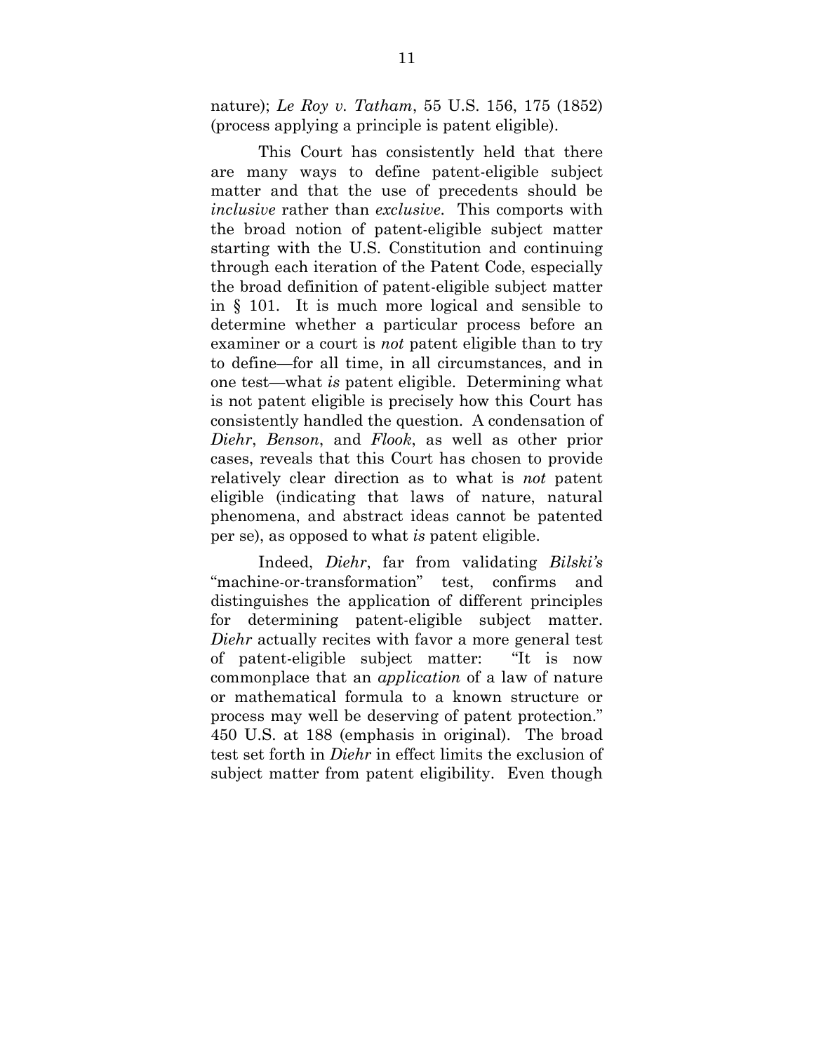nature); *Le Roy v. Tatham*, 55 U.S. 156, 175 (1852) (process applying a principle is patent eligible).

This Court has consistently held that there are many ways to define patent-eligible subject matter and that the use of precedents should be *inclusive* rather than *exclusive*. This comports with the broad notion of patent-eligible subject matter starting with the U.S. Constitution and continuing through each iteration of the Patent Code, especially the broad definition of patent-eligible subject matter in § 101. It is much more logical and sensible to determine whether a particular process before an examiner or a court is *not* patent eligible than to try to define—for all time, in all circumstances, and in one test—what *is* patent eligible. Determining what is not patent eligible is precisely how this Court has consistently handled the question. A condensation of *Diehr*, *Benson*, and *Flook*, as well as other prior cases, reveals that this Court has chosen to provide relatively clear direction as to what is *not* patent eligible (indicating that laws of nature, natural phenomena, and abstract ideas cannot be patented per se), as opposed to what *is* patent eligible.

Indeed, *Diehr*, far from validating *Bilski's* "machine-or-transformation" test, confirms and distinguishes the application of different principles for determining patent-eligible subject matter. *Diehr* actually recites with favor a more general test of patent-eligible subject matter: "It is now commonplace that an *application* of a law of nature or mathematical formula to a known structure or process may well be deserving of patent protection." 450 U.S. at 188 (emphasis in original). The broad test set forth in *Diehr* in effect limits the exclusion of subject matter from patent eligibility. Even though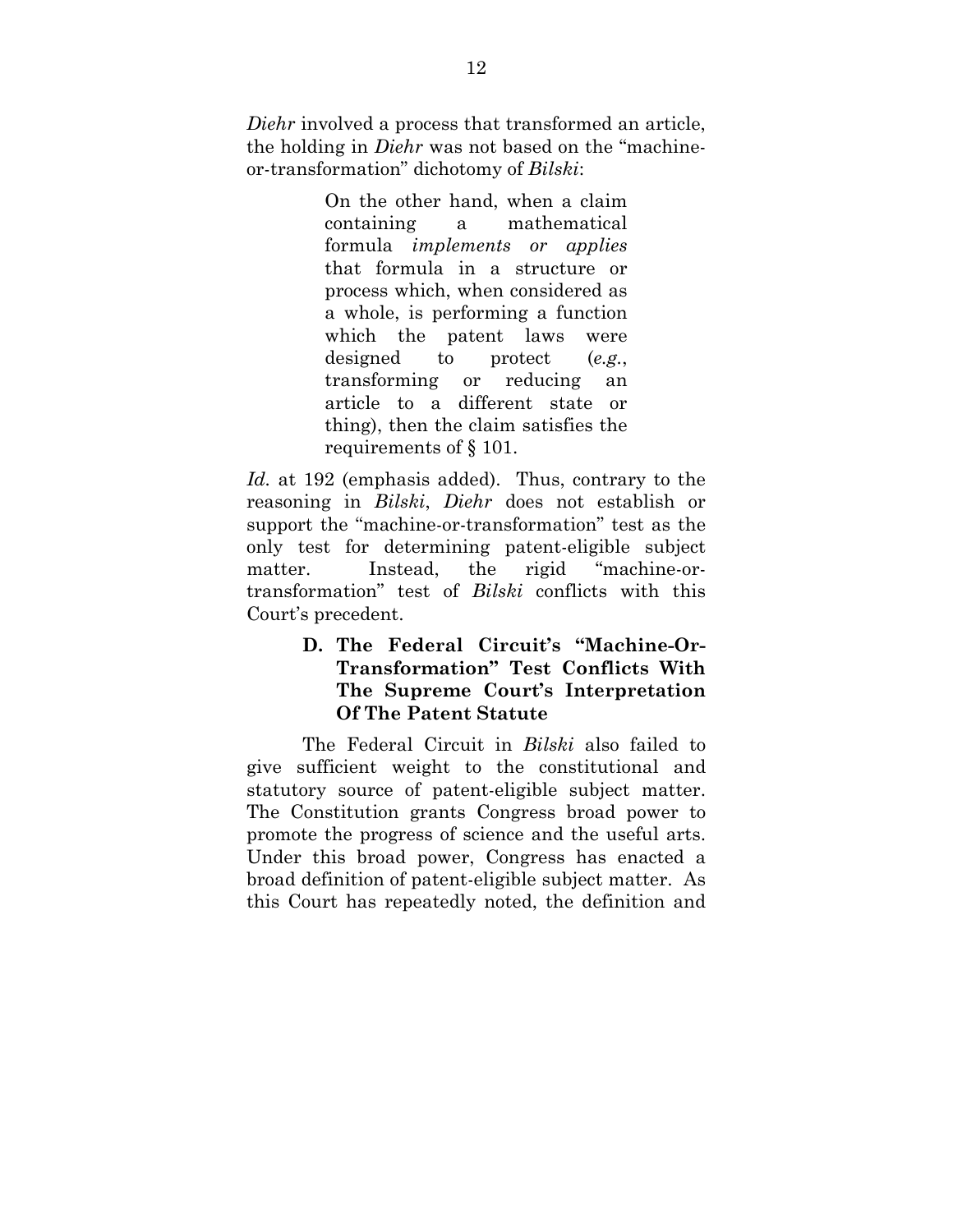*Diehr* involved a process that transformed an article, the holding in *Diehr* was not based on the "machine-or-transformation" dichotomy of *Bilski*:

> On the other hand, when a claim containing a mathematical formula *implements or applies* that formula in a structure or process which, when considered as a whole, is performing a function which the patent laws were designed to protect (*e.g.*, transforming or reducing an article to a different state or thing), then the claim satisfies the requirements of § 101.

*Id.* at 192 (emphasis added). Thus, contrary to the reasoning in *Bilski*, *Diehr* does not establish or support the "machine-or-transformation" test as the only test for determining patent-eligible subject matter. Instead, the rigid "machine-or-transformation" test of *Bilski* conflicts with this Court's precedent.

### D. The Federal Circuit's "Machine-Or-Transformation" Test Conflicts With The Supreme Court's Interpretation Of The Patent Statute

The Federal Circuit in *Bilski* also failed to give sufficient weight to the constitutional and statutory source of patent-eligible subject matter. The Constitution grants Congress broad power to promote the progress of science and the useful arts. Under this broad power, Congress has enacted a broad definition of patent-eligible subject matter. As this Court has repeatedly noted, the definition and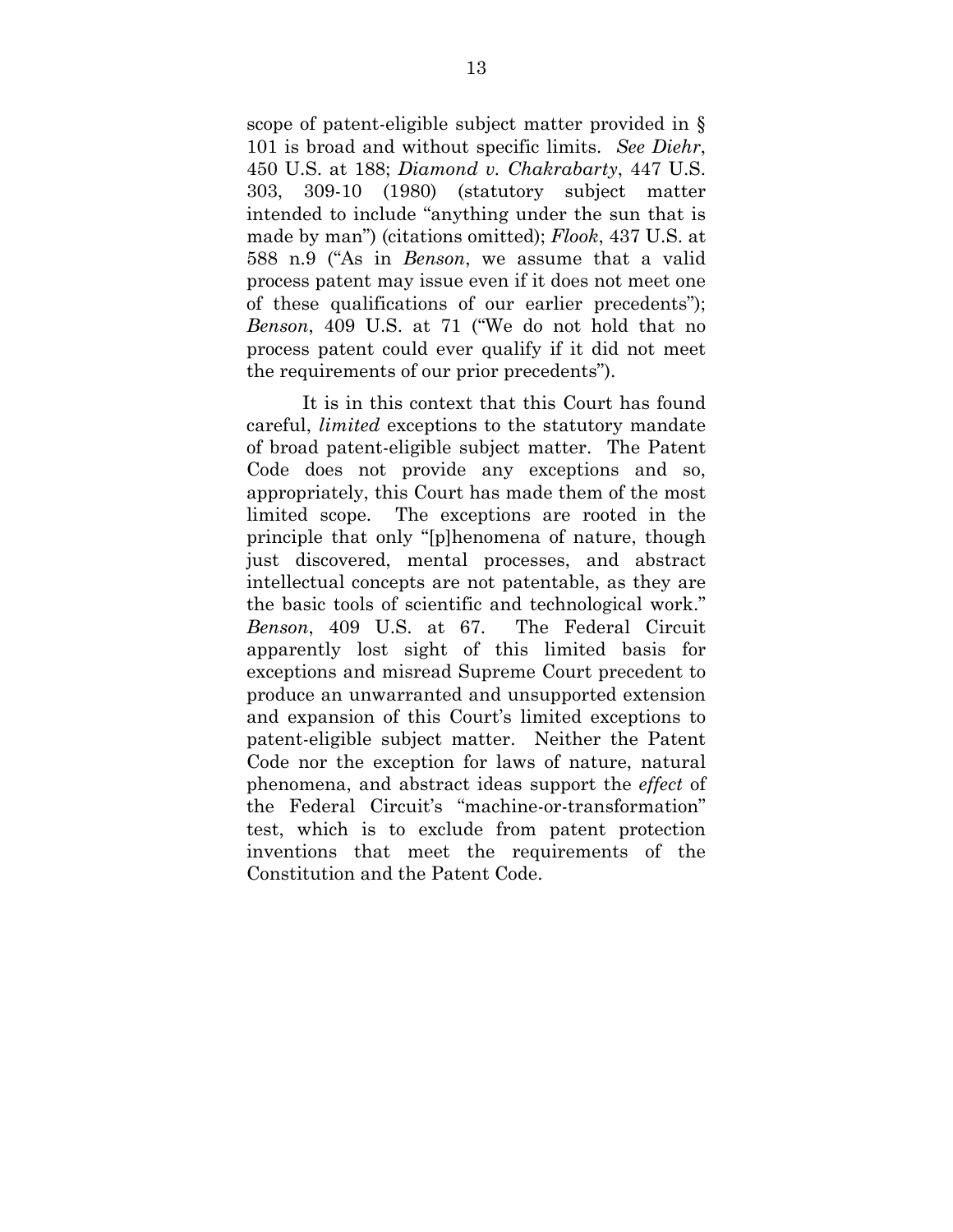scope of patent-eligible subject matter provided in § 101 is broad and without specific limits. *See Diehr*, 450 U.S. at 188; *Diamond v. Chakrabarty*, 447 U.S. 303, 309-10 (1980) (statutory subject matter intended to include "anything under the sun that is made by man") (citations omitted); *Flook*, 437 U.S. at 588 n.9 ("As in *Benson*, we assume that a valid process patent may issue even if it does not meet one of these qualifications of our earlier precedents"); *Benson*, 409 U.S. at 71 ("We do not hold that no process patent could ever qualify if it did not meet the requirements of our prior precedents").

It is in this context that this Court has found careful, *limited* exceptions to the statutory mandate of broad patent-eligible subject matter. The Patent Code does not provide any exceptions and so, appropriately, this Court has made them of the most limited scope. The exceptions are rooted in the principle that only "[p]henomena of nature, though just discovered, mental processes, and abstract intellectual concepts are not patentable, as they are the basic tools of scientific and technological work." *Benson*, 409 U.S. at 67. The Federal Circuit apparently lost sight of this limited basis for exceptions and misread Supreme Court precedent to produce an unwarranted and unsupported extension and expansion of this Court's limited exceptions to patent-eligible subject matter. Neither the Patent Code nor the exception for laws of nature, natural phenomena, and abstract ideas support the *effect* of the Federal Circuit's "machine-or-transformation" test, which is to exclude from patent protection inventions that meet the requirements of the Constitution and the Patent Code.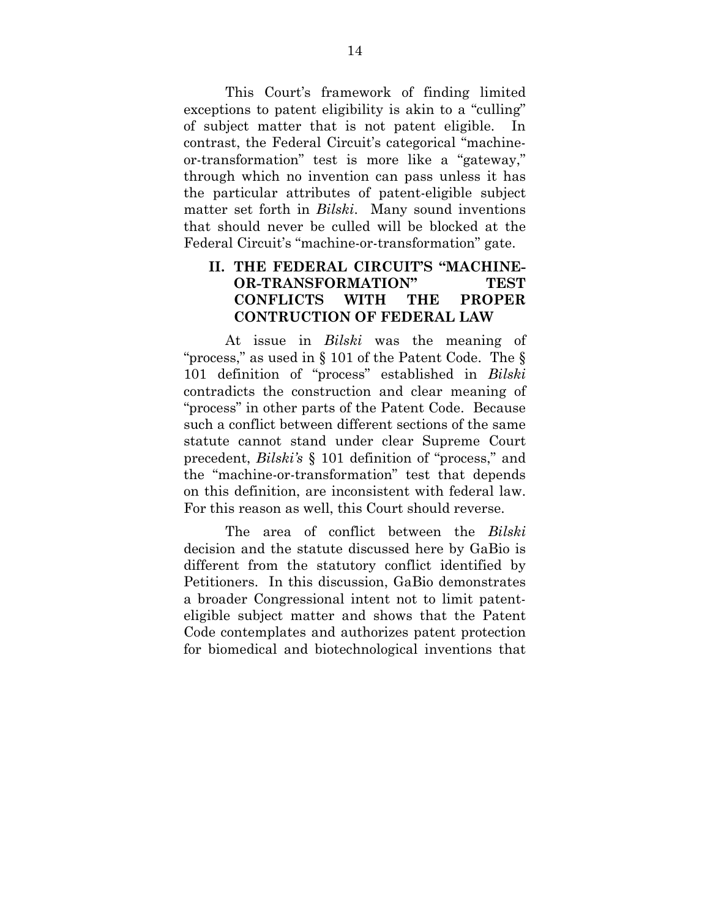This Court's framework of finding limited exceptions to patent eligibility is akin to a "culling" of subject matter that is not patent eligible. In contrast, the Federal Circuit's categorical "machine-or-transformation" test is more like a "gateway," through which no invention can pass unless it has the particular attributes of patent-eligible subject matter set forth in *Bilski*. Many sound inventions that should never be culled will be blocked at the Federal Circuit's "machine-or-transformation" gate.

## II. THE FEDERAL CIRCUIT'S "MACHINE-OR-TRANSFORMATION" TEST CONFLICTS WITH THE PROPER CONTRUCTION OF FEDERAL LAW

At issue in *Bilski* was the meaning of "process," as used in § 101 of the Patent Code. The § 101 definition of "process" established in *Bilski* contradicts the construction and clear meaning of "process" in other parts of the Patent Code. Because such a conflict between different sections of the same statute cannot stand under clear Supreme Court precedent, *Bilski's* § 101 definition of "process," and the "machine-or-transformation" test that depends on this definition, are inconsistent with federal law. For this reason as well, this Court should reverse.

The area of conflict between the *Bilski* decision and the statute discussed here by GaBio is different from the statutory conflict identified by Petitioners. In this discussion, GaBio demonstrates a broader Congressional intent not to limit patent-eligible subject matter and shows that the Patent Code contemplates and authorizes patent protection for biomedical and biotechnological inventions that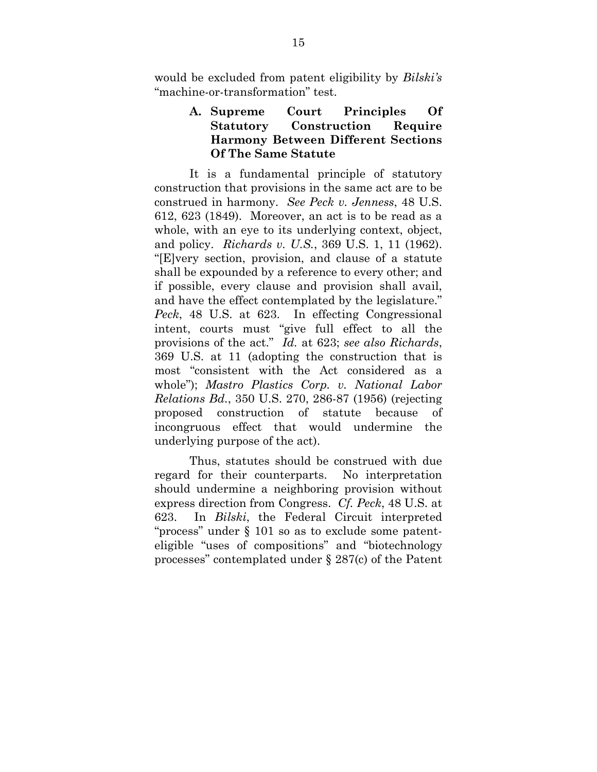would be excluded from patent eligibility by *Bilski's* "machine-or-transformation" test.

### A. Supreme Court Principles Of Statutory Construction Require Harmony Between Different Sections Of The Same Statute

It is a fundamental principle of statutory construction that provisions in the same act are to be construed in harmony. *See Peck v. Jenness*, 48 U.S. 612, 623 (1849). Moreover, an act is to be read as a whole, with an eye to its underlying context, object, and policy. *Richards v. U.S.*, 369 U.S. 1, 11 (1962). "[E]very section, provision, and clause of a statute shall be expounded by a reference to every other; and if possible, every clause and provision shall avail, and have the effect contemplated by the legislature." *Peck*, 48 U.S. at 623. In effecting Congressional intent, courts must "give full effect to all the provisions of the act." *Id.* at 623; *see also Richards*, 369 U.S. at 11 (adopting the construction that is most "consistent with the Act considered as a whole"); *Mastro Plastics Corp. v. National Labor Relations Bd.*, 350 U.S. 270, 286-87 (1956) (rejecting proposed construction of statute because of incongruous effect that would undermine the underlying purpose of the act).

Thus, statutes should be construed with due regard for their counterparts. No interpretation should undermine a neighboring provision without express direction from Congress. *Cf. Peck*, 48 U.S. at 623. In *Bilski*, the Federal Circuit interpreted "process" under § 101 so as to exclude some patent-eligible "uses of compositions" and "biotechnology processes" contemplated under § 287(c) of the Patent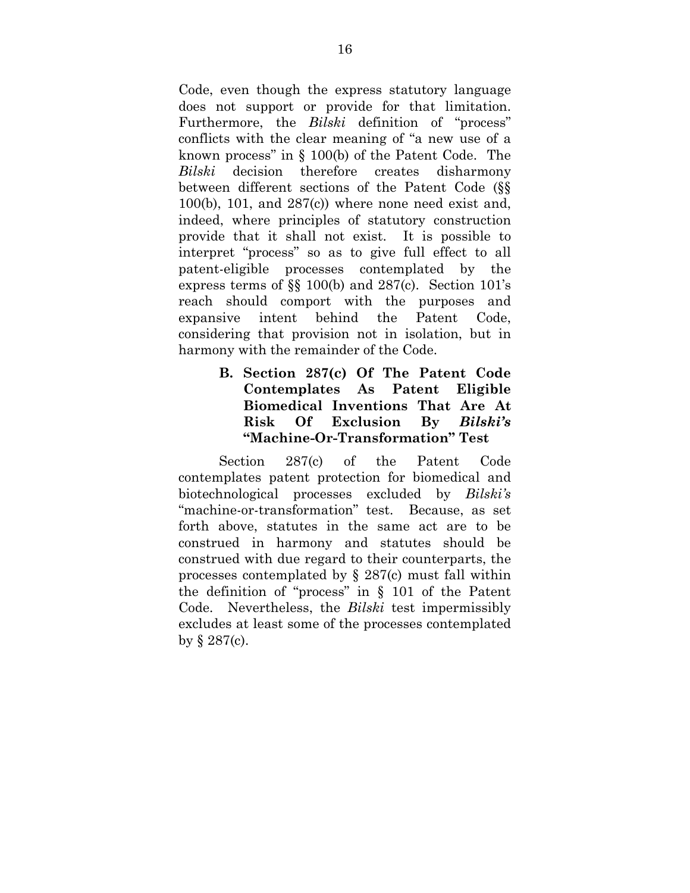Code, even though the express statutory language does not support or provide for that limitation. Furthermore, the *Bilski* definition of "process" conflicts with the clear meaning of "a new use of a known process" in § 100(b) of the Patent Code. The *Bilski* decision therefore creates disharmony between different sections of the Patent Code (§§ 100(b), 101, and 287(c)) where none need exist and, indeed, where principles of statutory construction provide that it shall not exist. It is possible to interpret "process" so as to give full effect to all patent-eligible processes contemplated by the express terms of §§ 100(b) and 287(c). Section 101's reach should comport with the purposes and expansive intent behind the Patent Code, considering that provision not in isolation, but in harmony with the remainder of the Code.

### B. Section 287(c) Of The Patent Code Contemplates As Patent Eligible Biomedical Inventions That Are At Risk Of Exclusion By *Bilski's* "Machine-Or-Transformation" Test

Section 287(c) of the Patent Code contemplates patent protection for biomedical and biotechnological processes excluded by *Bilski's* "machine-or-transformation" test. Because, as set forth above, statutes in the same act are to be construed in harmony and statutes should be construed with due regard to their counterparts, the processes contemplated by § 287(c) must fall within the definition of "process" in § 101 of the Patent Code. Nevertheless, the *Bilski* test impermissibly excludes at least some of the processes contemplated by § 287(c).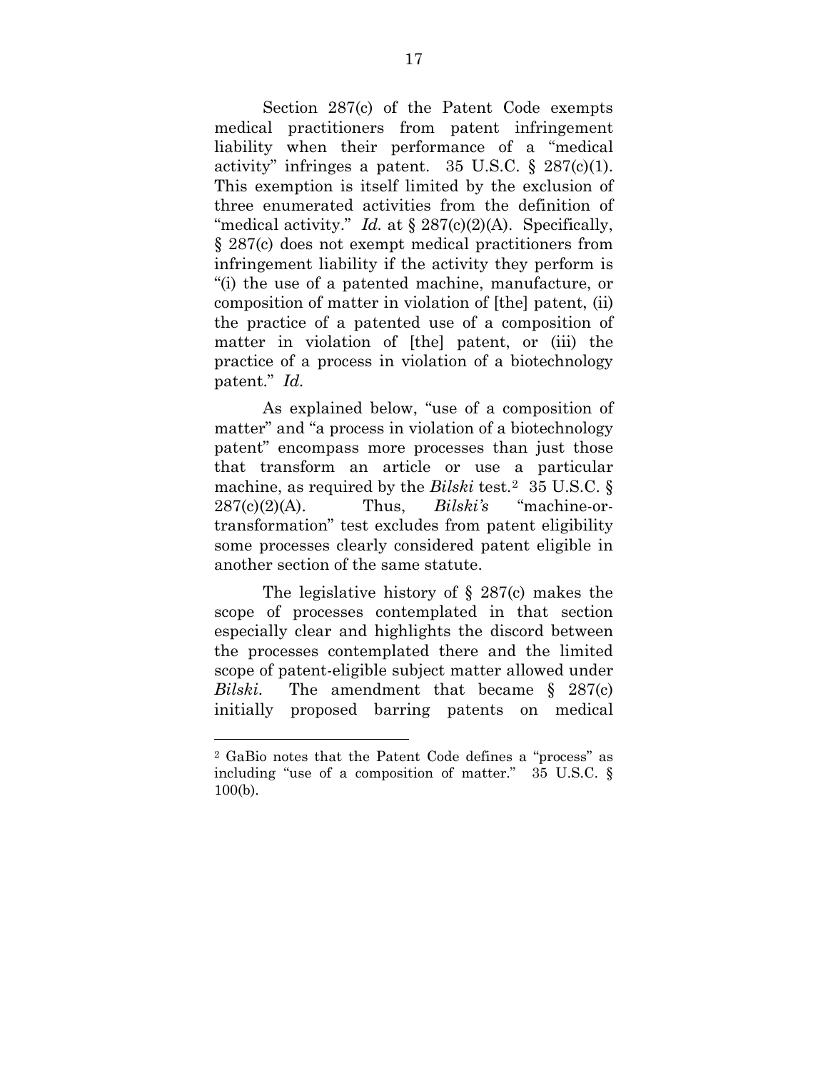Section 287(c) of the Patent Code exempts medical practitioners from patent infringement liability when their performance of a "medical activity" infringes a patent. 35 U.S.C. § 287(c)(1). This exemption is itself limited by the exclusion of three enumerated activities from the definition of "medical activity." *Id.* at § 287(c)(2)(A). Specifically, § 287(c) does not exempt medical practitioners from infringement liability if the activity they perform is "(i) the use of a patented machine, manufacture, or composition of matter in violation of [the] patent, (ii) the practice of a patented use of a composition of matter in violation of [the] patent, or (iii) the practice of a process in violation of a biotechnology patent." *Id.*

As explained below, "use of a composition of matter" and "a process in violation of a biotechnology patent" encompass more processes than just those that transform an article or use a particular machine, as required by the *Bilski* test.[2] 35 U.S.C. § 287(c)(2)(A). Thus, *Bilski's* "machine-or-transformation" test excludes from patent eligibility some processes clearly considered patent eligible in another section of the same statute.

The legislative history of § 287(c) makes the scope of processes contemplated in that section especially clear and highlights the discord between the processes contemplated there and the limited scope of patent-eligible subject matter allowed under *Bilski*. The amendment that became § 287(c) initially proposed barring patents on medical

---

[2] GaBio notes that the Patent Code defines a "process" as including "use of a composition of matter." 35 U.S.C. § 100(b).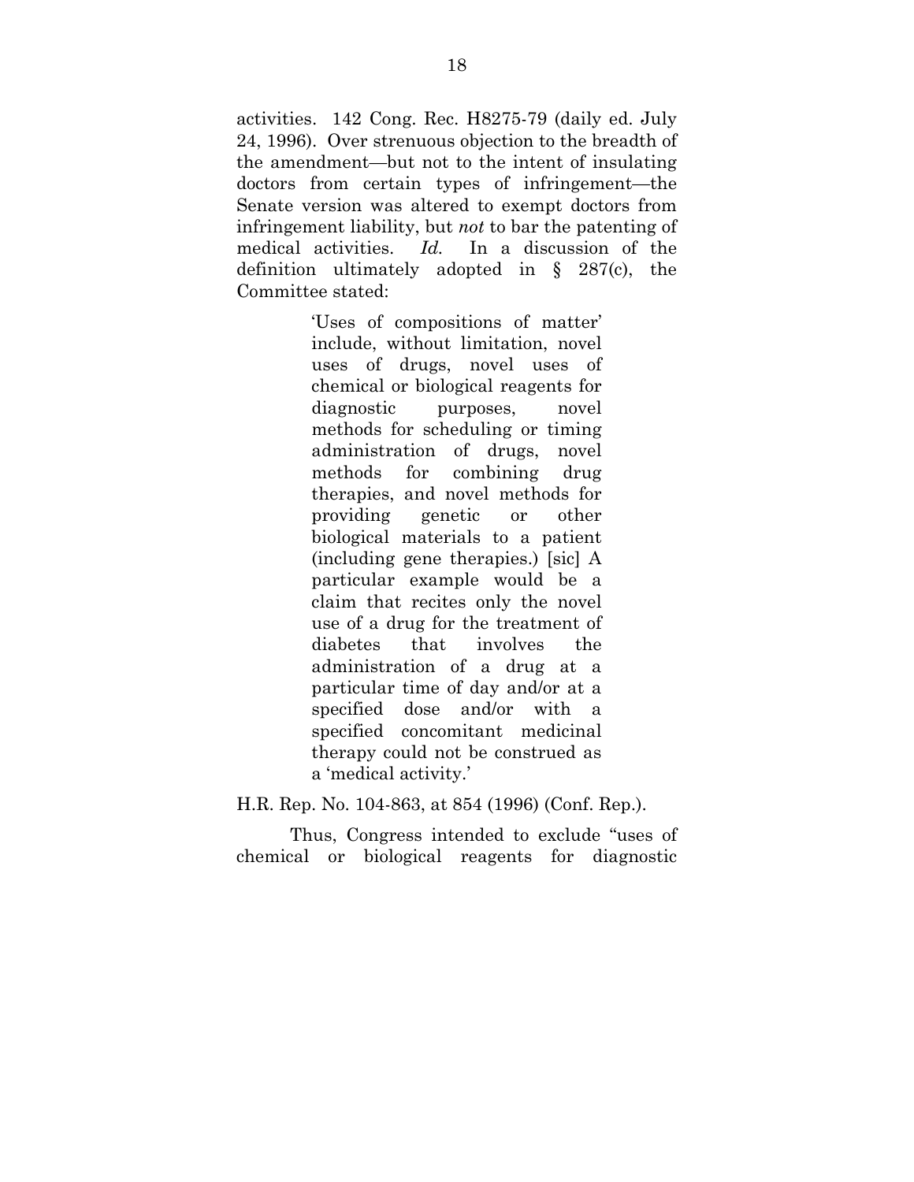activities. 142 Cong. Rec. H8275-79 (daily ed. July 24, 1996). Over strenuous objection to the breadth of the amendment—but not to the intent of insulating doctors from certain types of infringement—the Senate version was altered to exempt doctors from infringement liability, but *not* to bar the patenting of medical activities. *Id.* In a discussion of the definition ultimately adopted in § 287(c), the Committee stated:

> 'Uses of compositions of matter' include, without limitation, novel uses of drugs, novel uses of chemical or biological reagents for diagnostic purposes, novel methods for scheduling or timing administration of drugs, novel methods for combining drug therapies, and novel methods for providing genetic or other biological materials to a patient (including gene therapies.) [sic] A particular example would be a claim that recites only the novel use of a drug for the treatment of diabetes that involves the administration of a drug at a particular time of day and/or at a specified dose and/or with a specified concomitant medicinal therapy could not be construed as a 'medical activity.'

H.R. Rep. No. 104-863, at 854 (1996) (Conf. Rep.).

Thus, Congress intended to exclude "uses of chemical or biological reagents for diagnostic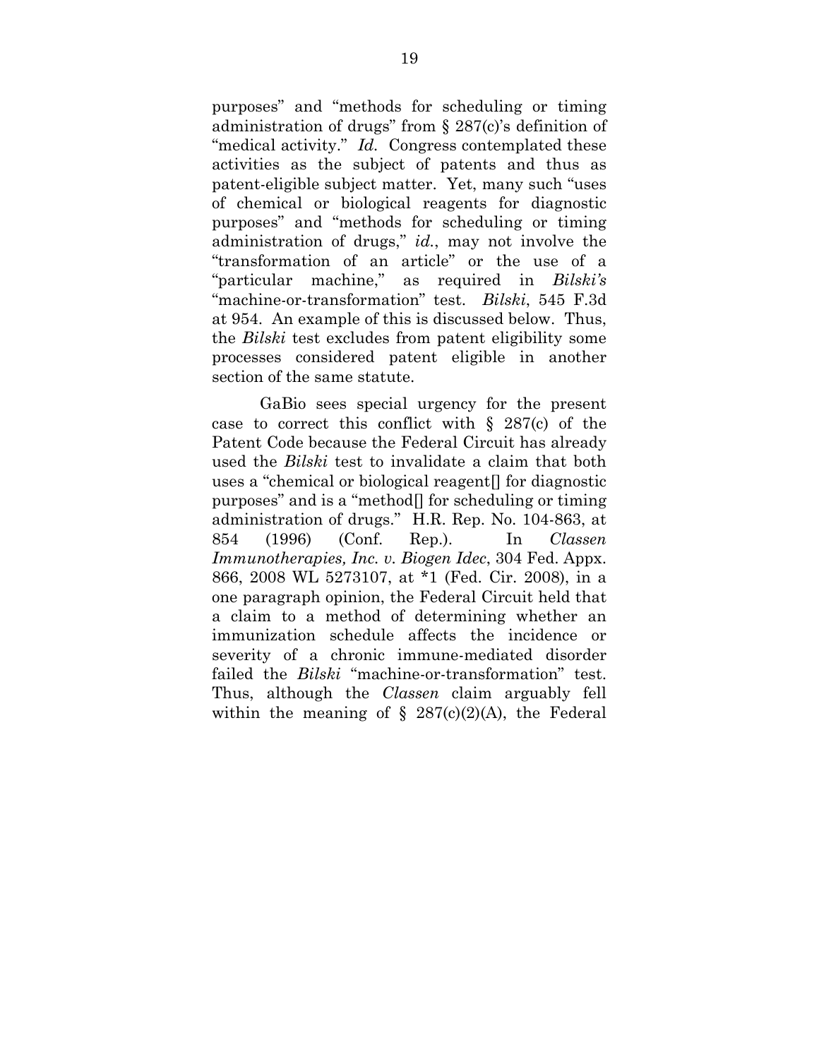purposes" and "methods for scheduling or timing administration of drugs" from § 287(c)'s definition of "medical activity." *Id*. Congress contemplated these activities as the subject of patents and thus as patent-eligible subject matter. Yet, many such "uses of chemical or biological reagents for diagnostic purposes" and "methods for scheduling or timing administration of drugs," *id*., may not involve the "transformation of an article" or the use of a "particular machine," as required in *Bilski's* "machine-or-transformation" test. *Bilski*, 545 F.3d at 954. An example of this is discussed below. Thus, the *Bilski* test excludes from patent eligibility some processes considered patent eligible in another section of the same statute.

GaBio sees special urgency for the present case to correct this conflict with § 287(c) of the Patent Code because the Federal Circuit has already used the *Bilski* test to invalidate a claim that both uses a "chemical or biological reagent[] for diagnostic purposes" and is a "method[] for scheduling or timing administration of drugs." H.R. Rep. No. 104-863, at 854 (1996) (Conf. Rep.). In *Classen Immunotherapies, Inc. v. Biogen Idec*, 304 Fed. Appx. 866, 2008 WL 5273107, at *1 (Fed. Cir. 2008), in a one paragraph opinion, the Federal Circuit held that a claim to a method of determining whether an immunization schedule affects the incidence or severity of a chronic immune-mediated disorder failed the *Bilski* "machine-or-transformation" test. Thus, although the *Classen* claim arguably fell within the meaning of § 287(c)(2)(A), the Federal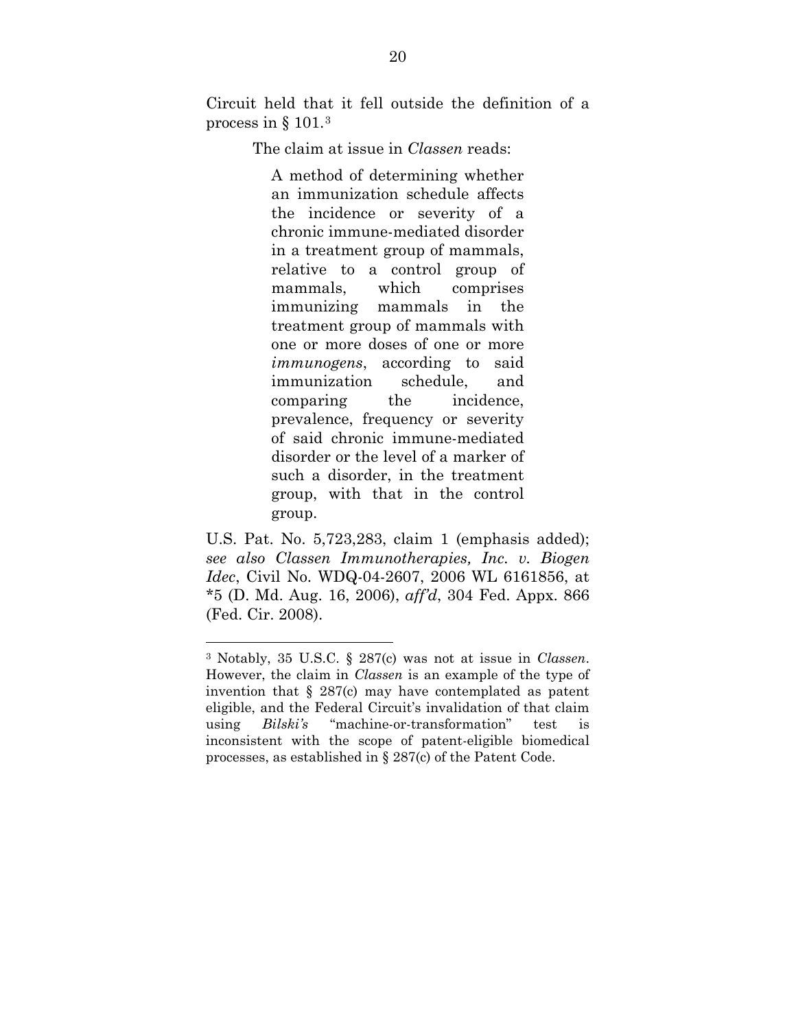Circuit held that it fell outside the definition of a process in § 101.[3]

The claim at issue in *Classen* reads:

> A method of determining whether an immunization schedule affects the incidence or severity of a chronic immune-mediated disorder in a treatment group of mammals, relative to a control group of mammals, which comprises immunizing mammals in the treatment group of mammals with one or more doses of one or more *immunogens*, according to said immunization schedule, and comparing the incidence, prevalence, frequency or severity of said chronic immune-mediated disorder or the level of a marker of such a disorder, in the treatment group, with that in the control group.

U.S. Pat. No. 5,723,283, claim 1 (emphasis added); *see also Classen Immunotherapies, Inc. v. Biogen Idec*, Civil No. WDQ-04-2607, 2006 WL 6161856, at *5 (D. Md. Aug. 16, 2006), *aff'd*, 304 Fed. Appx. 866 (Fed. Cir. 2008).

---

[3] Notably, 35 U.S.C. § 287(c) was not at issue in *Classen*. However, the claim in *Classen* is an example of the type of invention that § 287(c) may have contemplated as patent eligible, and the Federal Circuit's invalidation of that claim using *Bilski's* "machine-or-transformation" test is inconsistent with the scope of patent-eligible biomedical processes, as established in § 287(c) of the Patent Code.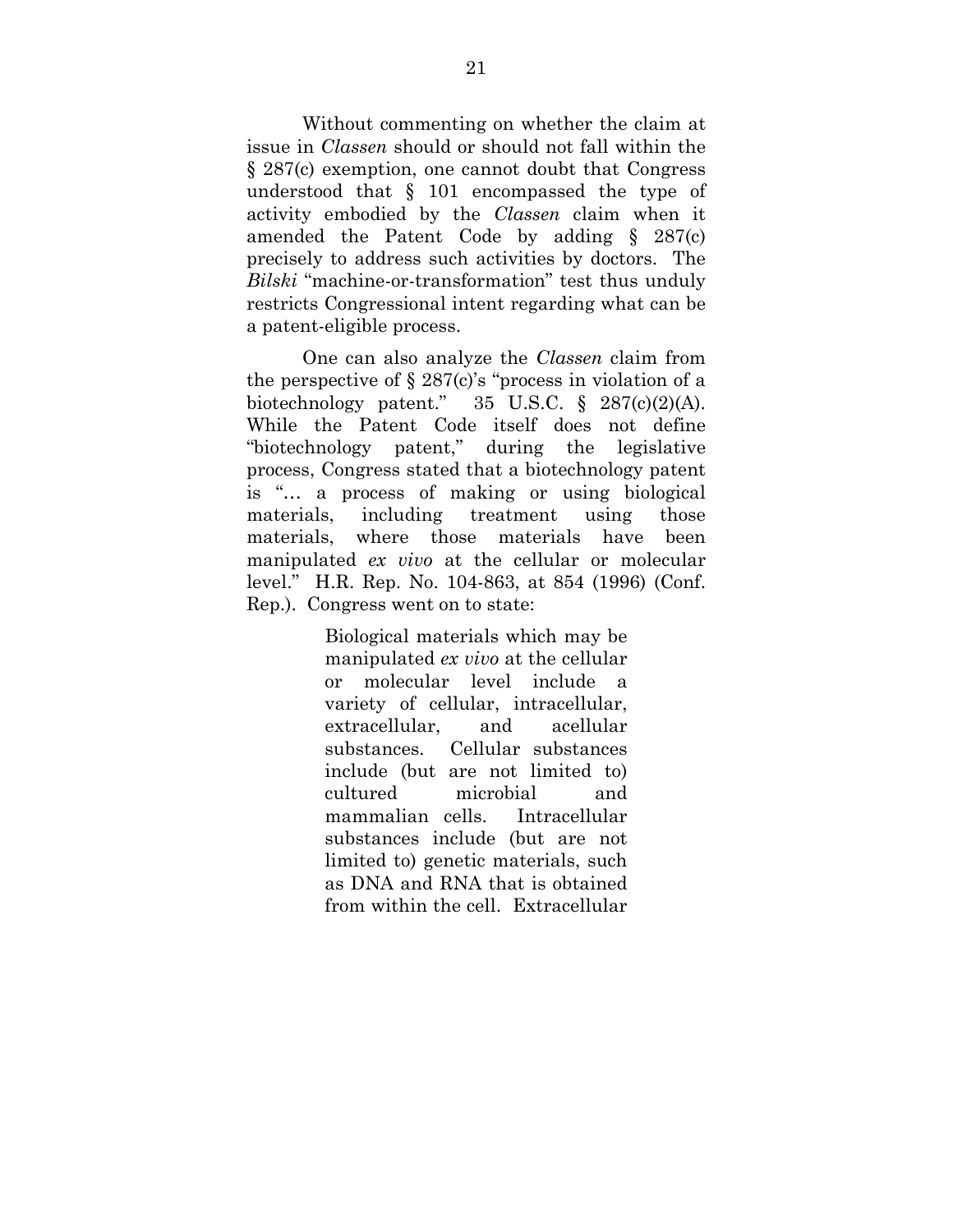Without commenting on whether the claim at issue in *Classen* should or should not fall within the § 287(c) exemption, one cannot doubt that Congress understood that § 101 encompassed the type of activity embodied by the *Classen* claim when it amended the Patent Code by adding § 287(c) precisely to address such activities by doctors. The *Bilski* "machine-or-transformation" test thus unduly restricts Congressional intent regarding what can be a patent-eligible process.

One can also analyze the *Classen* claim from the perspective of § 287(c)'s "process in violation of a biotechnology patent." 35 U.S.C. § 287(c)(2)(A). While the Patent Code itself does not define "biotechnology patent," during the legislative process, Congress stated that a biotechnology patent is "… a process of making or using biological materials, including treatment using those materials, where those materials have been manipulated *ex vivo* at the cellular or molecular level." H.R. Rep. No. 104-863, at 854 (1996) (Conf. Rep.). Congress went on to state:

> Biological materials which may be manipulated *ex vivo* at the cellular or molecular level include a variety of cellular, intracellular, extracellular, and acellular substances. Cellular substances include (but are not limited to) cultured microbial and mammalian cells. Intracellular substances include (but are not limited to) genetic materials, such as DNA and RNA that is obtained from within the cell. Extracellular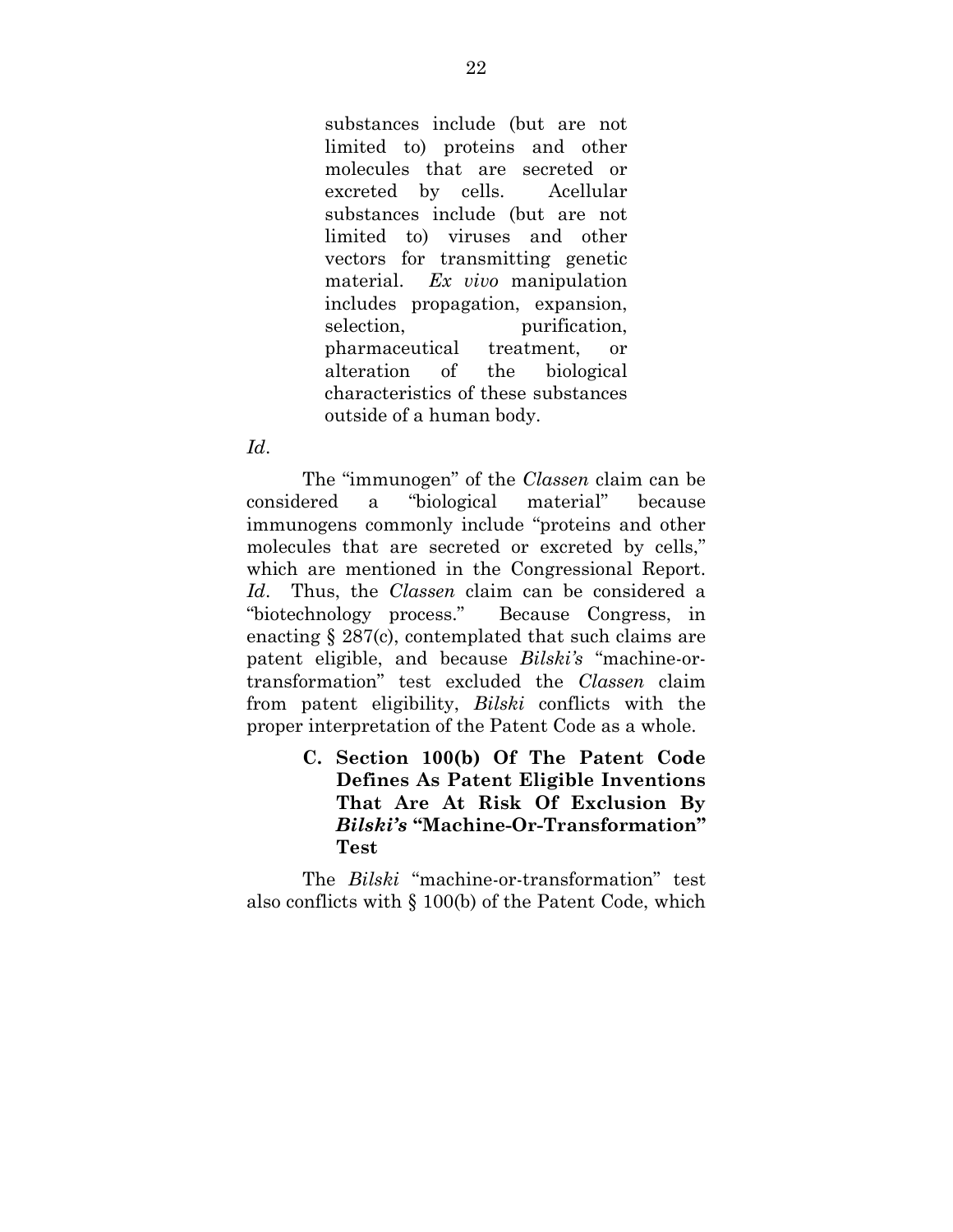> substances include (but are not limited to) proteins and other molecules that are secreted or excreted by cells. Acellular substances include (but are not limited to) viruses and other vectors for transmitting genetic material. *Ex vivo* manipulation includes propagation, expansion, selection, purification, pharmaceutical treatment, or alteration of the biological characteristics of these substances outside of a human body.

*Id*.

The "immunogen" of the *Classen* claim can be considered a "biological material" because immunogens commonly include "proteins and other molecules that are secreted or excreted by cells," which are mentioned in the Congressional Report. *Id*. Thus, the *Classen* claim can be considered a "biotechnology process." Because Congress, in enacting § 287(c), contemplated that such claims are patent eligible, and because *Bilski's* "machine-or-transformation" test excluded the *Classen* claim from patent eligibility, *Bilski* conflicts with the proper interpretation of the Patent Code as a whole.

### C. Section 100(b) Of The Patent Code Defines As Patent Eligible Inventions That Are At Risk Of Exclusion By *Bilski's* "Machine-Or-Transformation" Test

The *Bilski* "machine-or-transformation" test also conflicts with § 100(b) of the Patent Code, which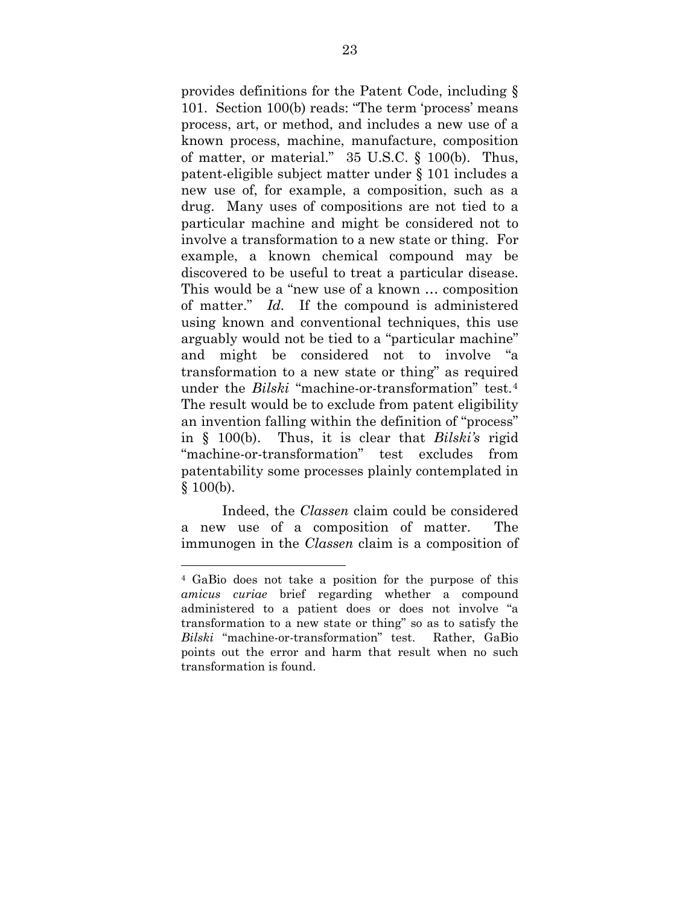provides definitions for the Patent Code, including § 101. Section 100(b) reads: "The term 'process' means process, art, or method, and includes a new use of a known process, machine, manufacture, composition of matter, or material." 35 U.S.C. § 100(b). Thus, patent-eligible subject matter under § 101 includes a new use of, for example, a composition, such as a drug. Many uses of compositions are not tied to a particular machine and might be considered not to involve a transformation to a new state or thing. For example, a known chemical compound may be discovered to be useful to treat a particular disease. This would be a "new use of a known … composition of matter." *Id.* If the compound is administered using known and conventional techniques, this use arguably would not be tied to a "particular machine" and might be considered not to involve "a transformation to a new state or thing" as required under the *Bilski* "machine-or-transformation" test.[4] The result would be to exclude from patent eligibility an invention falling within the definition of "process" in § 100(b). Thus, it is clear that *Bilski's* rigid "machine-or-transformation" test excludes from patentability some processes plainly contemplated in § 100(b).

Indeed, the *Classen* claim could be considered a new use of a composition of matter. The immunogen in the *Classen* claim is a composition of

---

[4] GaBio does not take a position for the purpose of this *amicus curiae* brief regarding whether a compound administered to a patient does or does not involve "a transformation to a new state or thing" so as to satisfy the *Bilski* "machine-or-transformation" test. Rather, GaBio points out the error and harm that result when no such transformation is found.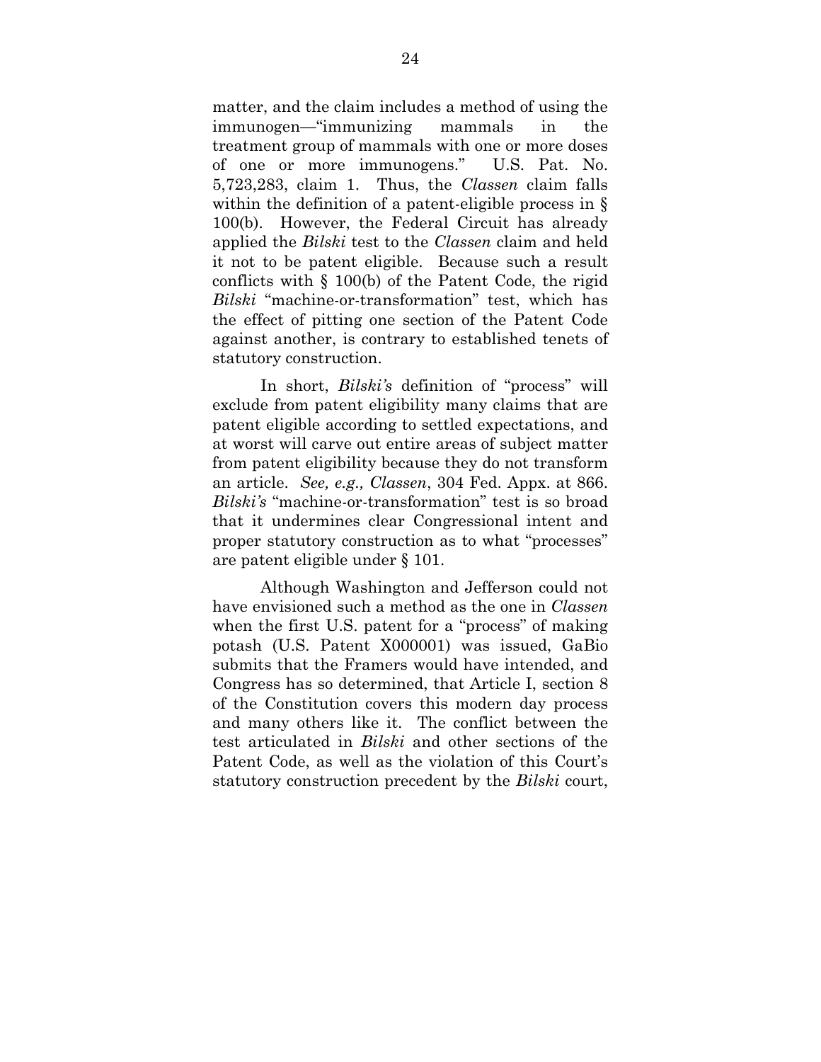matter, and the claim includes a method of using the immunogen—"immunizing mammals in the treatment group of mammals with one or more doses of one or more immunogens." U.S. Pat. No. 5,723,283, claim 1. Thus, the *Classen* claim falls within the definition of a patent-eligible process in § 100(b). However, the Federal Circuit has already applied the *Bilski* test to the *Classen* claim and held it not to be patent eligible. Because such a result conflicts with § 100(b) of the Patent Code, the rigid *Bilski* "machine-or-transformation" test, which has the effect of pitting one section of the Patent Code against another, is contrary to established tenets of statutory construction.

In short, *Bilski's* definition of "process" will exclude from patent eligibility many claims that are patent eligible according to settled expectations, and at worst will carve out entire areas of subject matter from patent eligibility because they do not transform an article. *See, e.g., Classen*, 304 Fed. Appx. at 866. *Bilski's* "machine-or-transformation" test is so broad that it undermines clear Congressional intent and proper statutory construction as to what "processes" are patent eligible under § 101.

Although Washington and Jefferson could not have envisioned such a method as the one in *Classen* when the first U.S. patent for a "process" of making potash (U.S. Patent X000001) was issued, GaBio submits that the Framers would have intended, and Congress has so determined, that Article I, section 8 of the Constitution covers this modern day process and many others like it. The conflict between the test articulated in *Bilski* and other sections of the Patent Code, as well as the violation of this Court's statutory construction precedent by the *Bilski* court,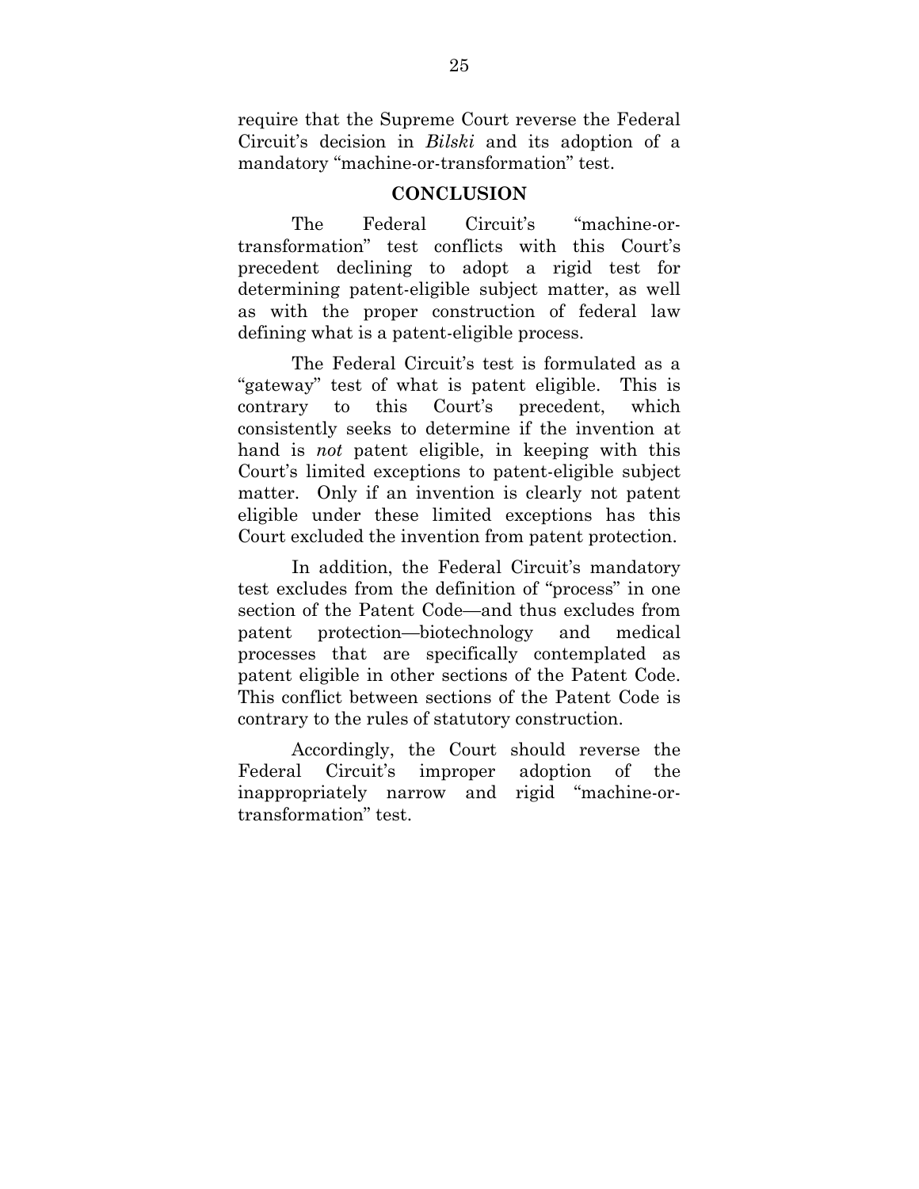require that the Supreme Court reverse the Federal Circuit's decision in *Bilski* and its adoption of a mandatory "machine-or-transformation" test.

## CONCLUSION

The Federal Circuit's "machine-or-transformation" test conflicts with this Court's precedent declining to adopt a rigid test for determining patent-eligible subject matter, as well as with the proper construction of federal law defining what is a patent-eligible process.

The Federal Circuit's test is formulated as a "gateway" test of what is patent eligible. This is contrary to this Court's precedent, which consistently seeks to determine if the invention at hand is *not* patent eligible, in keeping with this Court's limited exceptions to patent-eligible subject matter. Only if an invention is clearly not patent eligible under these limited exceptions has this Court excluded the invention from patent protection.

In addition, the Federal Circuit's mandatory test excludes from the definition of "process" in one section of the Patent Code—and thus excludes from patent protection—biotechnology and medical processes that are specifically contemplated as patent eligible in other sections of the Patent Code. This conflict between sections of the Patent Code is contrary to the rules of statutory construction.

Accordingly, the Court should reverse the Federal Circuit's improper adoption of the inappropriately narrow and rigid "machine-or-transformation" test.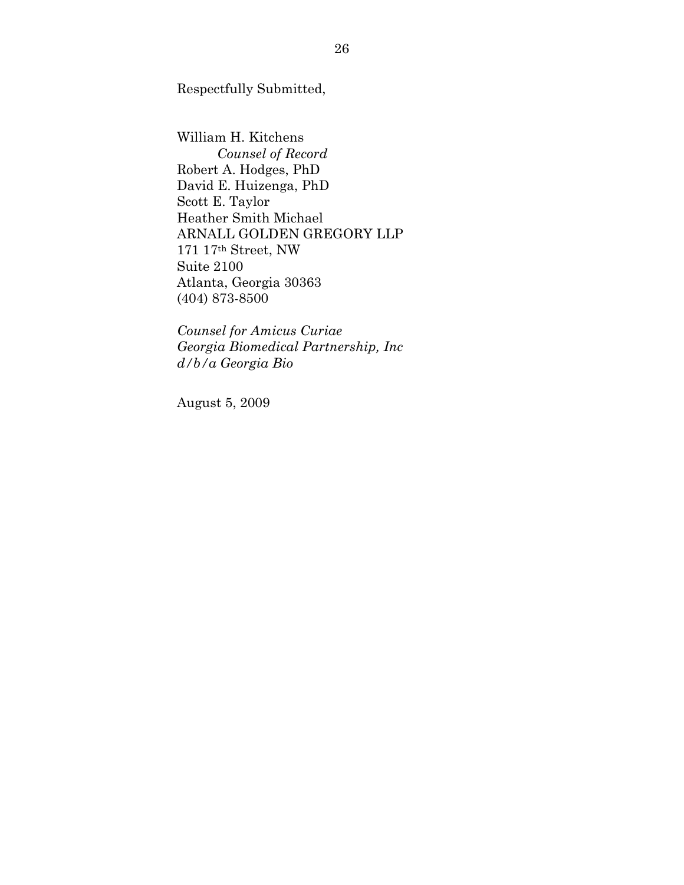Respectfully Submitted,

William H. Kitchens  
*Counsel of Record*  
Robert A. Hodges, PhD  
David E. Huizenga, PhD  
Scott E. Taylor  
Heather Smith Michael  
ARNALL GOLDEN GREGORY LLP  
171 17th Street, NW  
Suite 2100  
Atlanta, Georgia 30363  
(404) 873-8500

*Counsel for Amicus Curiae*  
*Georgia Biomedical Partnership, Inc*  
*d/b/a Georgia Bio*

August 5, 2009